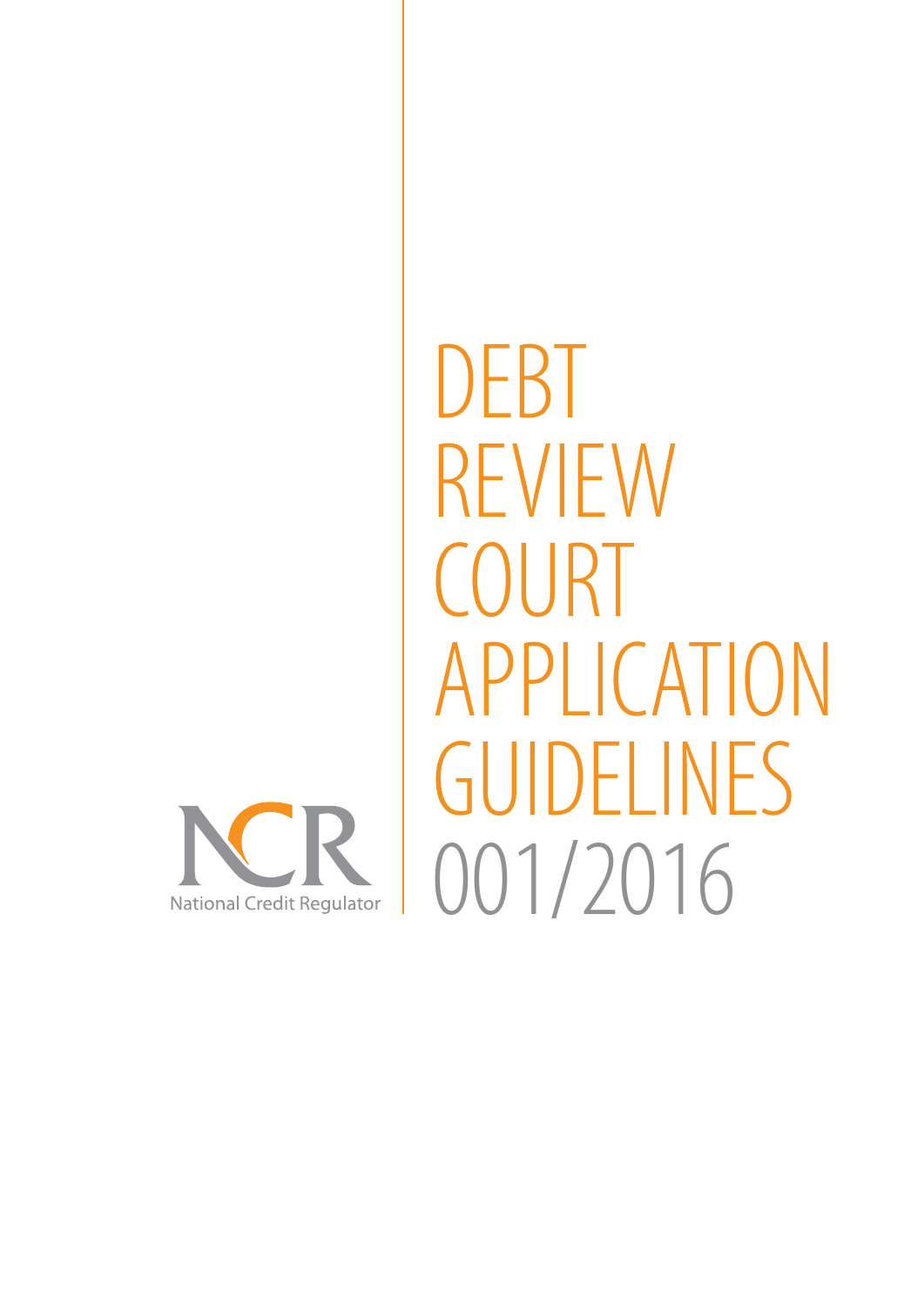NCR

National Credit Regulator

# DEBT REVIEW COURT APPLICATION GUIDELINES 001/2016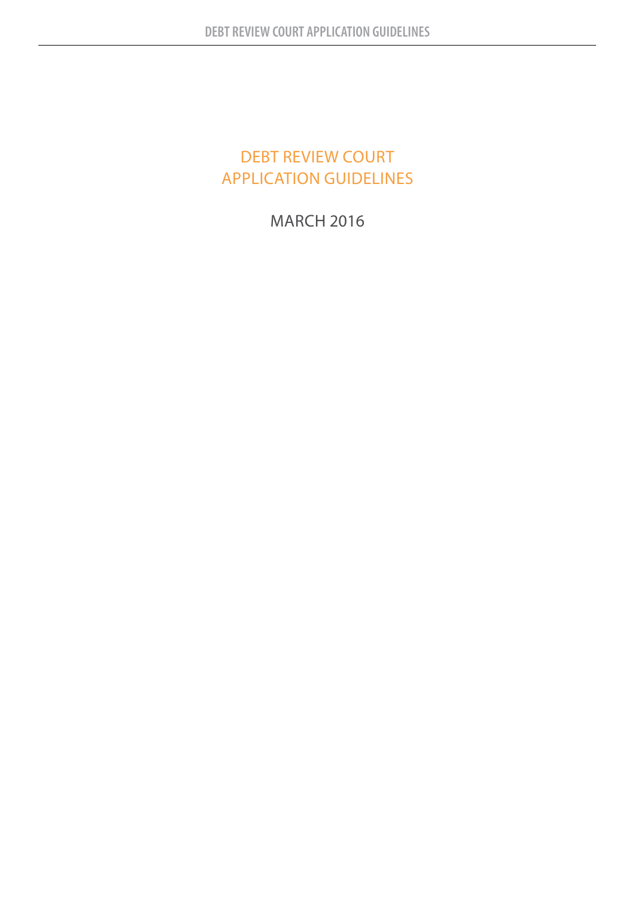# DEBT REVIEW COURT APPLICATION GUIDELINES

MARCH 2016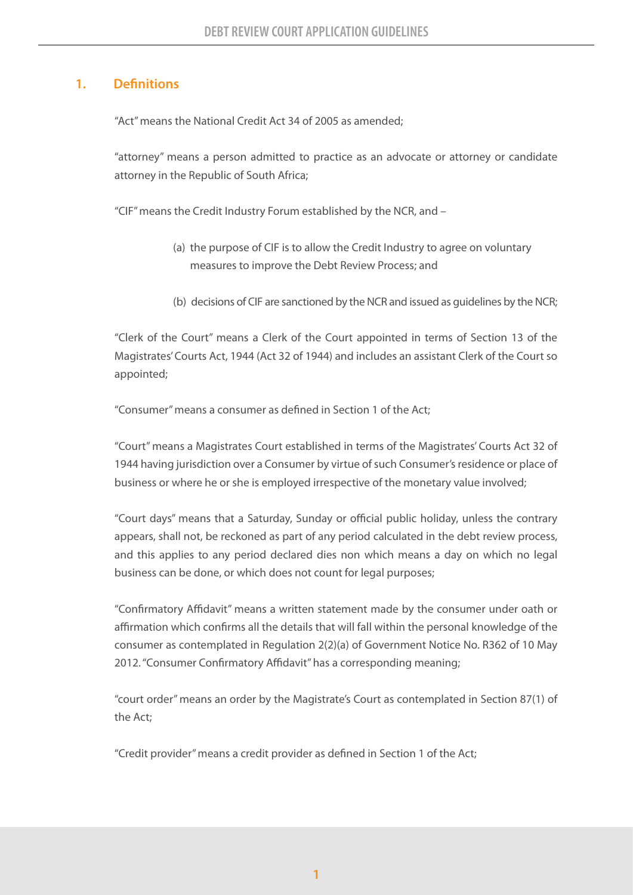## 1. Definitions

"Act" means the National Credit Act 34 of 2005 as amended;

"attorney" means a person admitted to practice as an advocate or attorney or candidate attorney in the Republic of South Africa;

"CIF" means the Credit Industry Forum established by the NCR, and –

(a) the purpose of CIF is to allow the Credit Industry to agree on voluntary measures to improve the Debt Review Process; and

(b) decisions of CIF are sanctioned by the NCR and issued as guidelines by the NCR;

"Clerk of the Court" means a Clerk of the Court appointed in terms of Section 13 of the Magistrates' Courts Act, 1944 (Act 32 of 1944) and includes an assistant Clerk of the Court so appointed;

"Consumer" means a consumer as defined in Section 1 of the Act;

"Court" means a Magistrates Court established in terms of the Magistrates' Courts Act 32 of 1944 having jurisdiction over a Consumer by virtue of such Consumer's residence or place of business or where he or she is employed irrespective of the monetary value involved;

"Court days" means that a Saturday, Sunday or official public holiday, unless the contrary appears, shall not, be reckoned as part of any period calculated in the debt review process, and this applies to any period declared dies non which means a day on which no legal business can be done, or which does not count for legal purposes;

"Confirmatory Affidavit" means a written statement made by the consumer under oath or affirmation which confirms all the details that will fall within the personal knowledge of the consumer as contemplated in Regulation 2(2)(a) of Government Notice No. R362 of 10 May 2012. "Consumer Confirmatory Affidavit" has a corresponding meaning;

"court order" means an order by the Magistrate's Court as contemplated in Section 87(1) of the Act;

"Credit provider" means a credit provider as defined in Section 1 of the Act;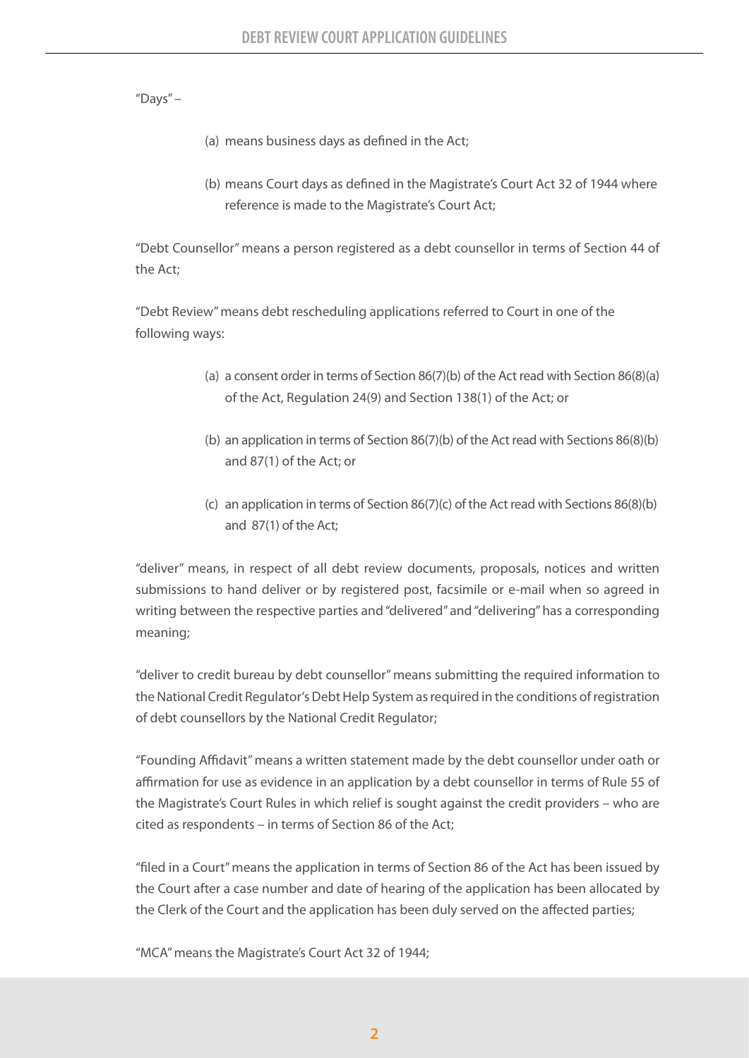"Days" –

(a) means business days as defined in the Act;

(b) means Court days as defined in the Magistrate's Court Act 32 of 1944 where reference is made to the Magistrate's Court Act;

"Debt Counsellor" means a person registered as a debt counsellor in terms of Section 44 of the Act;

"Debt Review" means debt rescheduling applications referred to Court in one of the following ways:

(a) a consent order in terms of Section 86(7)(b) of the Act read with Section 86(8)(a) of the Act, Regulation 24(9) and Section 138(1) of the Act; or

(b) an application in terms of Section 86(7)(b) of the Act read with Sections 86(8)(b) and 87(1) of the Act; or

(c) an application in terms of Section 86(7)(c) of the Act read with Sections 86(8)(b) and 87(1) of the Act;

"deliver" means, in respect of all debt review documents, proposals, notices and written submissions to hand deliver or by registered post, facsimile or e-mail when so agreed in writing between the respective parties and "delivered" and "delivering" has a corresponding meaning;

"deliver to credit bureau by debt counsellor" means submitting the required information to the National Credit Regulator's Debt Help System as required in the conditions of registration of debt counsellors by the National Credit Regulator;

"Founding Affidavit" means a written statement made by the debt counsellor under oath or affirmation for use as evidence in an application by a debt counsellor in terms of Rule 55 of the Magistrate's Court Rules in which relief is sought against the credit providers – who are cited as respondents – in terms of Section 86 of the Act;

"filed in a Court" means the application in terms of Section 86 of the Act has been issued by the Court after a case number and date of hearing of the application has been allocated by the Clerk of the Court and the application has been duly served on the affected parties;

"MCA" means the Magistrate's Court Act 32 of 1944;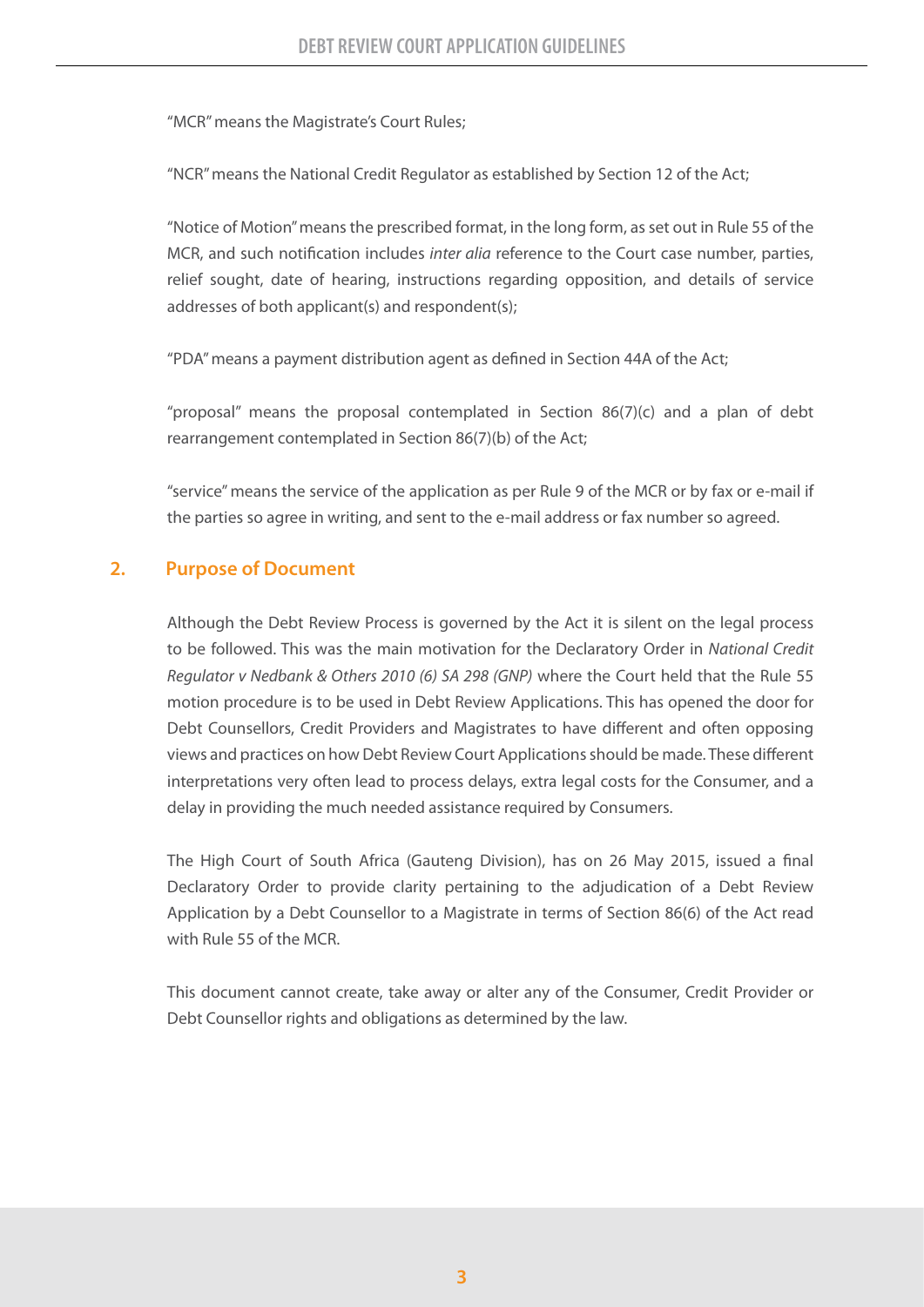"MCR" means the Magistrate's Court Rules;

"NCR" means the National Credit Regulator as established by Section 12 of the Act;

"Notice of Motion" means the prescribed format, in the long form, as set out in Rule 55 of the MCR, and such notification includes *inter alia* reference to the Court case number, parties, relief sought, date of hearing, instructions regarding opposition, and details of service addresses of both applicant(s) and respondent(s);

"PDA" means a payment distribution agent as defined in Section 44A of the Act;

"proposal" means the proposal contemplated in Section 86(7)(c) and a plan of debt rearrangement contemplated in Section 86(7)(b) of the Act;

"service" means the service of the application as per Rule 9 of the MCR or by fax or e-mail if the parties so agree in writing, and sent to the e-mail address or fax number so agreed.

## 2. Purpose of Document

Although the Debt Review Process is governed by the Act it is silent on the legal process to be followed. This was the main motivation for the Declaratory Order in *National Credit Regulator v Nedbank & Others 2010 (6) SA 298 (GNP)* where the Court held that the Rule 55 motion procedure is to be used in Debt Review Applications. This has opened the door for Debt Counsellors, Credit Providers and Magistrates to have different and often opposing views and practices on how Debt Review Court Applications should be made. These different interpretations very often lead to process delays, extra legal costs for the Consumer, and a delay in providing the much needed assistance required by Consumers.

The High Court of South Africa (Gauteng Division), has on 26 May 2015, issued a final Declaratory Order to provide clarity pertaining to the adjudication of a Debt Review Application by a Debt Counsellor to a Magistrate in terms of Section 86(6) of the Act read with Rule 55 of the MCR.

This document cannot create, take away or alter any of the Consumer, Credit Provider or Debt Counsellor rights and obligations as determined by the law.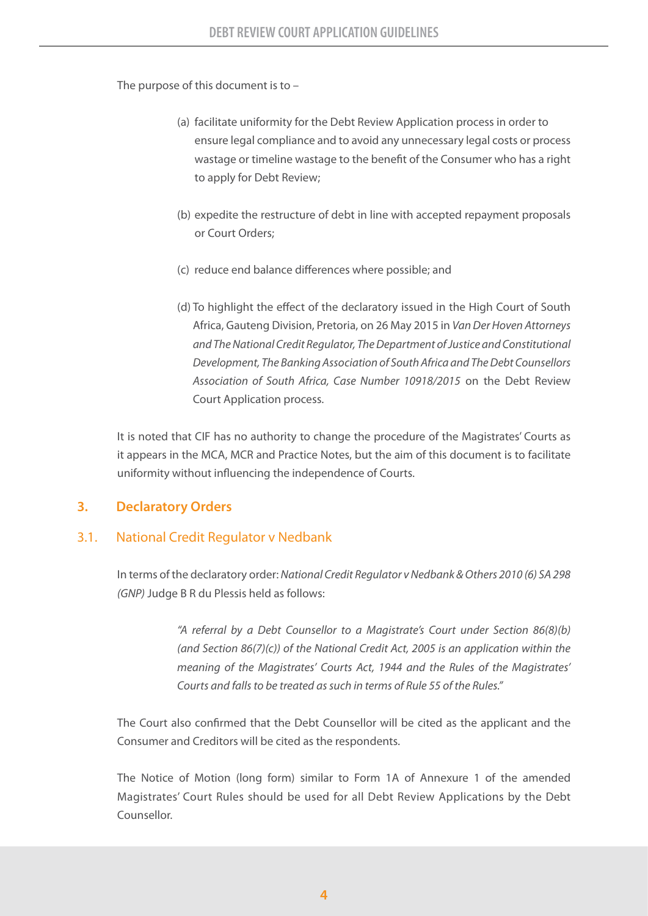The purpose of this document is to –

(a) facilitate uniformity for the Debt Review Application process in order to ensure legal compliance and to avoid any unnecessary legal costs or process wastage or timeline wastage to the benefit of the Consumer who has a right to apply for Debt Review;

(b) expedite the restructure of debt in line with accepted repayment proposals or Court Orders;

(c) reduce end balance differences where possible; and

(d) To highlight the effect of the declaratory issued in the High Court of South Africa, Gauteng Division, Pretoria, on 26 May 2015 in *Van Der Hoven Attorneys and The National Credit Regulator, The Department of Justice and Constitutional Development, The Banking Association of South Africa and The Debt Counsellors Association of South Africa, Case Number 10918/2015* on the Debt Review Court Application process.

It is noted that CIF has no authority to change the procedure of the Magistrates' Courts as it appears in the MCA, MCR and Practice Notes, but the aim of this document is to facilitate uniformity without influencing the independence of Courts.

## 3. Declaratory Orders

### 3.1. National Credit Regulator v Nedbank

In terms of the declaratory order: *National Credit Regulator v Nedbank & Others 2010 (6) SA 298 (GNP)* Judge B R du Plessis held as follows:

> *"A referral by a Debt Counsellor to a Magistrate's Court under Section 86(8)(b) (and Section 86(7)(c)) of the National Credit Act, 2005 is an application within the meaning of the Magistrates' Courts Act, 1944 and the Rules of the Magistrates' Courts and falls to be treated as such in terms of Rule 55 of the Rules."*

The Court also confirmed that the Debt Counsellor will be cited as the applicant and the Consumer and Creditors will be cited as the respondents.

The Notice of Motion (long form) similar to Form 1A of Annexure 1 of the amended Magistrates' Court Rules should be used for all Debt Review Applications by the Debt Counsellor.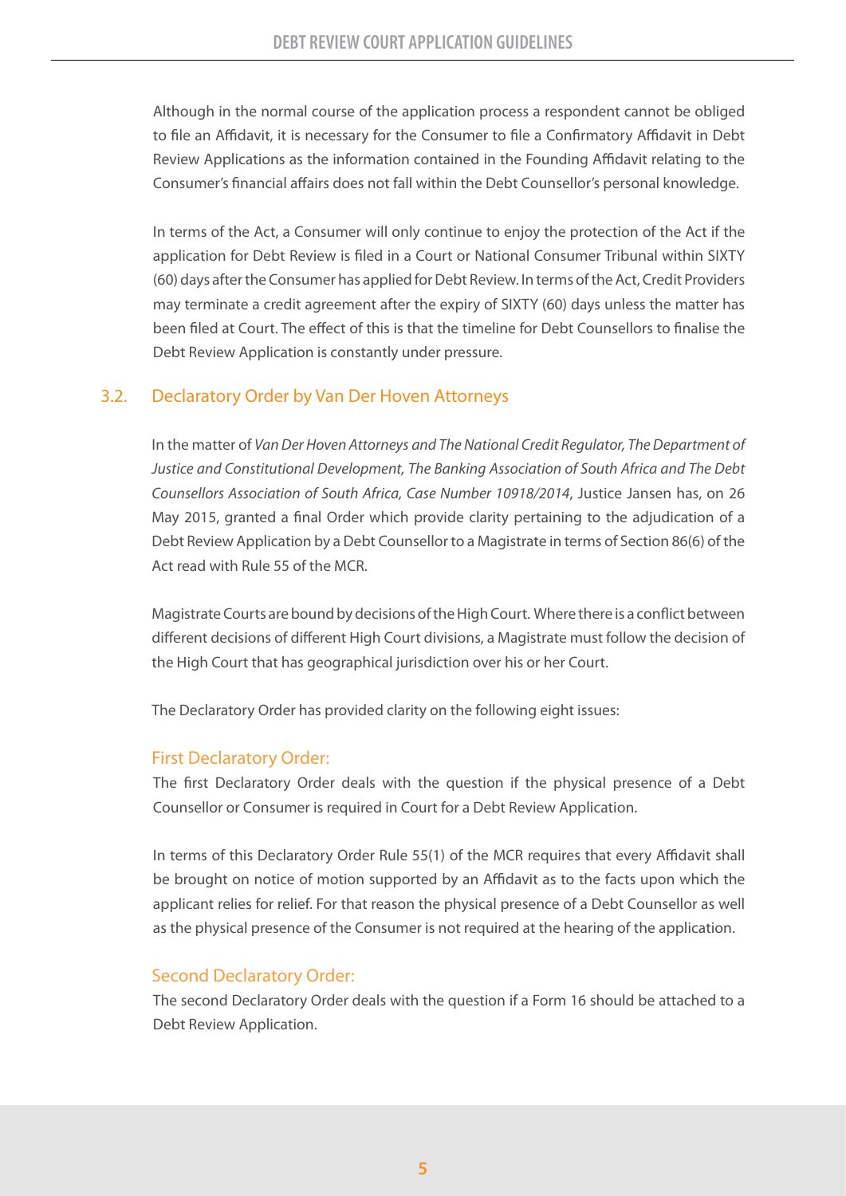Although in the normal course of the application process a respondent cannot be obliged to file an Affidavit, it is necessary for the Consumer to file a Confirmatory Affidavit in Debt Review Applications as the information contained in the Founding Affidavit relating to the Consumer's financial affairs does not fall within the Debt Counsellor's personal knowledge.

In terms of the Act, a Consumer will only continue to enjoy the protection of the Act if the application for Debt Review is filed in a Court or National Consumer Tribunal within SIXTY (60) days after the Consumer has applied for Debt Review. In terms of the Act, Credit Providers may terminate a credit agreement after the expiry of SIXTY (60) days unless the matter has been filed at Court. The effect of this is that the timeline for Debt Counsellors to finalise the Debt Review Application is constantly under pressure.

## 3.2. Declaratory Order by Van Der Hoven Attorneys

In the matter of *Van Der Hoven Attorneys and The National Credit Regulator, The Department of Justice and Constitutional Development, The Banking Association of South Africa and The Debt Counsellors Association of South Africa, Case Number 10918/2014*, Justice Jansen has, on 26 May 2015, granted a final Order which provide clarity pertaining to the adjudication of a Debt Review Application by a Debt Counsellor to a Magistrate in terms of Section 86(6) of the Act read with Rule 55 of the MCR.

Magistrate Courts are bound by decisions of the High Court. Where there is a conflict between different decisions of different High Court divisions, a Magistrate must follow the decision of the High Court that has geographical jurisdiction over his or her Court.

The Declaratory Order has provided clarity on the following eight issues:

### First Declaratory Order:

The first Declaratory Order deals with the question if the physical presence of a Debt Counsellor or Consumer is required in Court for a Debt Review Application.

In terms of this Declaratory Order Rule 55(1) of the MCR requires that every Affidavit shall be brought on notice of motion supported by an Affidavit as to the facts upon which the applicant relies for relief. For that reason the physical presence of a Debt Counsellor as well as the physical presence of the Consumer is not required at the hearing of the application.

### Second Declaratory Order:

The second Declaratory Order deals with the question if a Form 16 should be attached to a Debt Review Application.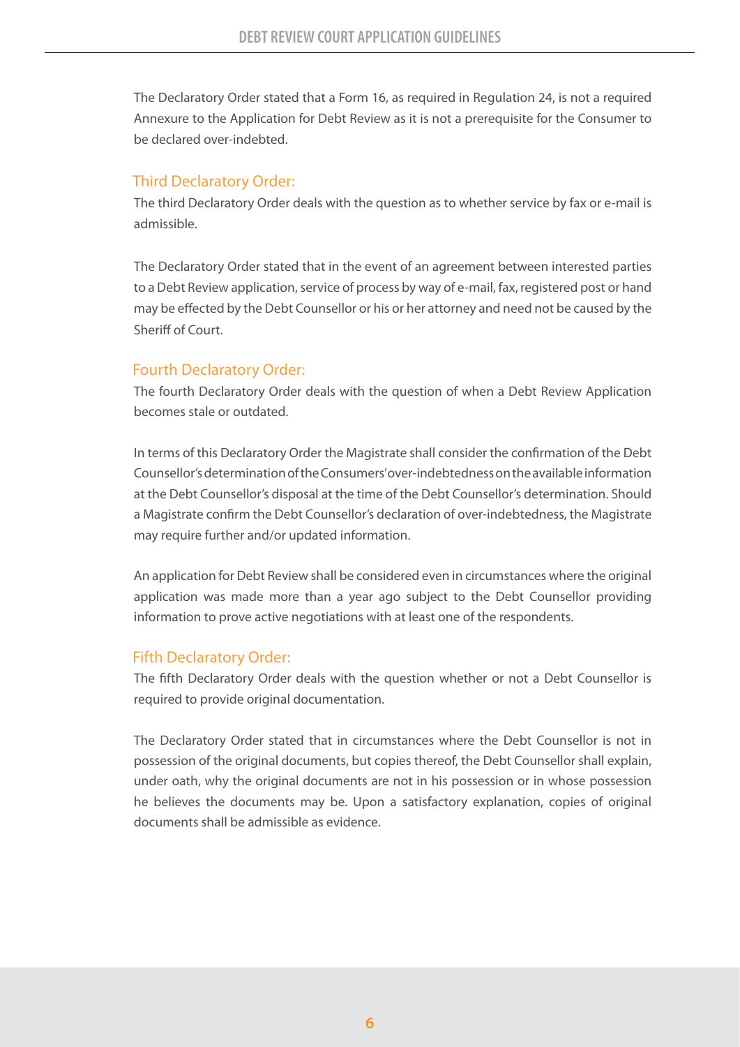The Declaratory Order stated that a Form 16, as required in Regulation 24, is not a required Annexure to the Application for Debt Review as it is not a prerequisite for the Consumer to be declared over-indebted.

## Third Declaratory Order:

The third Declaratory Order deals with the question as to whether service by fax or e-mail is admissible.

The Declaratory Order stated that in the event of an agreement between interested parties to a Debt Review application, service of process by way of e-mail, fax, registered post or hand may be effected by the Debt Counsellor or his or her attorney and need not be caused by the Sheriff of Court.

## Fourth Declaratory Order:

The fourth Declaratory Order deals with the question of when a Debt Review Application becomes stale or outdated.

In terms of this Declaratory Order the Magistrate shall consider the confirmation of the Debt Counsellor's determination of the Consumers' over-indebtedness on the available information at the Debt Counsellor's disposal at the time of the Debt Counsellor's determination. Should a Magistrate confirm the Debt Counsellor's declaration of over-indebtedness, the Magistrate may require further and/or updated information.

An application for Debt Review shall be considered even in circumstances where the original application was made more than a year ago subject to the Debt Counsellor providing information to prove active negotiations with at least one of the respondents.

## Fifth Declaratory Order:

The fifth Declaratory Order deals with the question whether or not a Debt Counsellor is required to provide original documentation.

The Declaratory Order stated that in circumstances where the Debt Counsellor is not in possession of the original documents, but copies thereof, the Debt Counsellor shall explain, under oath, why the original documents are not in his possession or in whose possession he believes the documents may be. Upon a satisfactory explanation, copies of original documents shall be admissible as evidence.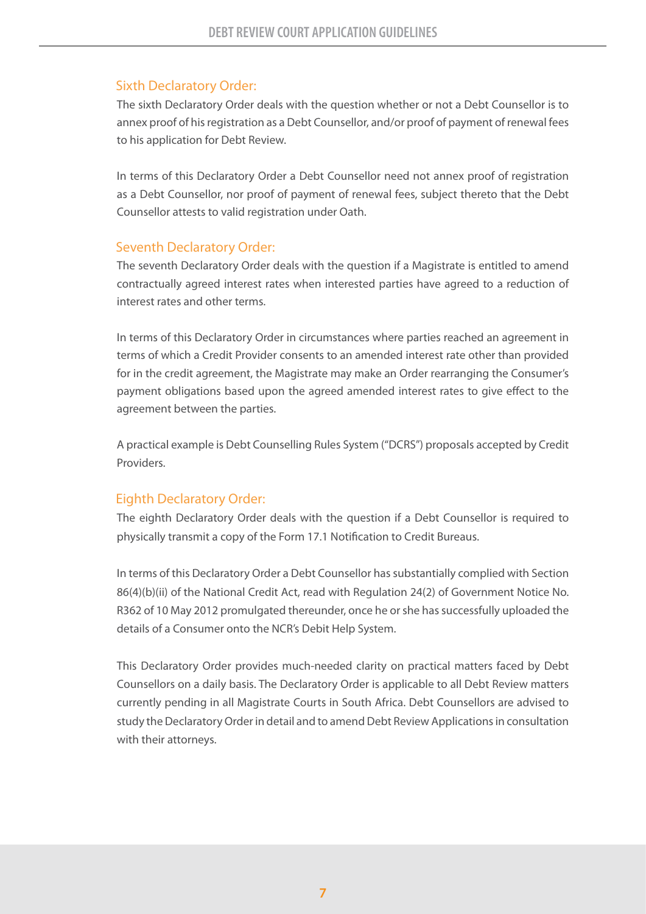## Sixth Declaratory Order:

The sixth Declaratory Order deals with the question whether or not a Debt Counsellor is to annex proof of his registration as a Debt Counsellor, and/or proof of payment of renewal fees to his application for Debt Review.

In terms of this Declaratory Order a Debt Counsellor need not annex proof of registration as a Debt Counsellor, nor proof of payment of renewal fees, subject thereto that the Debt Counsellor attests to valid registration under Oath.

## Seventh Declaratory Order:

The seventh Declaratory Order deals with the question if a Magistrate is entitled to amend contractually agreed interest rates when interested parties have agreed to a reduction of interest rates and other terms.

In terms of this Declaratory Order in circumstances where parties reached an agreement in terms of which a Credit Provider consents to an amended interest rate other than provided for in the credit agreement, the Magistrate may make an Order rearranging the Consumer's payment obligations based upon the agreed amended interest rates to give effect to the agreement between the parties.

A practical example is Debt Counselling Rules System ("DCRS") proposals accepted by Credit Providers.

## Eighth Declaratory Order:

The eighth Declaratory Order deals with the question if a Debt Counsellor is required to physically transmit a copy of the Form 17.1 Notification to Credit Bureaus.

In terms of this Declaratory Order a Debt Counsellor has substantially complied with Section 86(4)(b)(ii) of the National Credit Act, read with Regulation 24(2) of Government Notice No. R362 of 10 May 2012 promulgated thereunder, once he or she has successfully uploaded the details of a Consumer onto the NCR's Debit Help System.

This Declaratory Order provides much-needed clarity on practical matters faced by Debt Counsellors on a daily basis. The Declaratory Order is applicable to all Debt Review matters currently pending in all Magistrate Courts in South Africa. Debt Counsellors are advised to study the Declaratory Order in detail and to amend Debt Review Applications in consultation with their attorneys.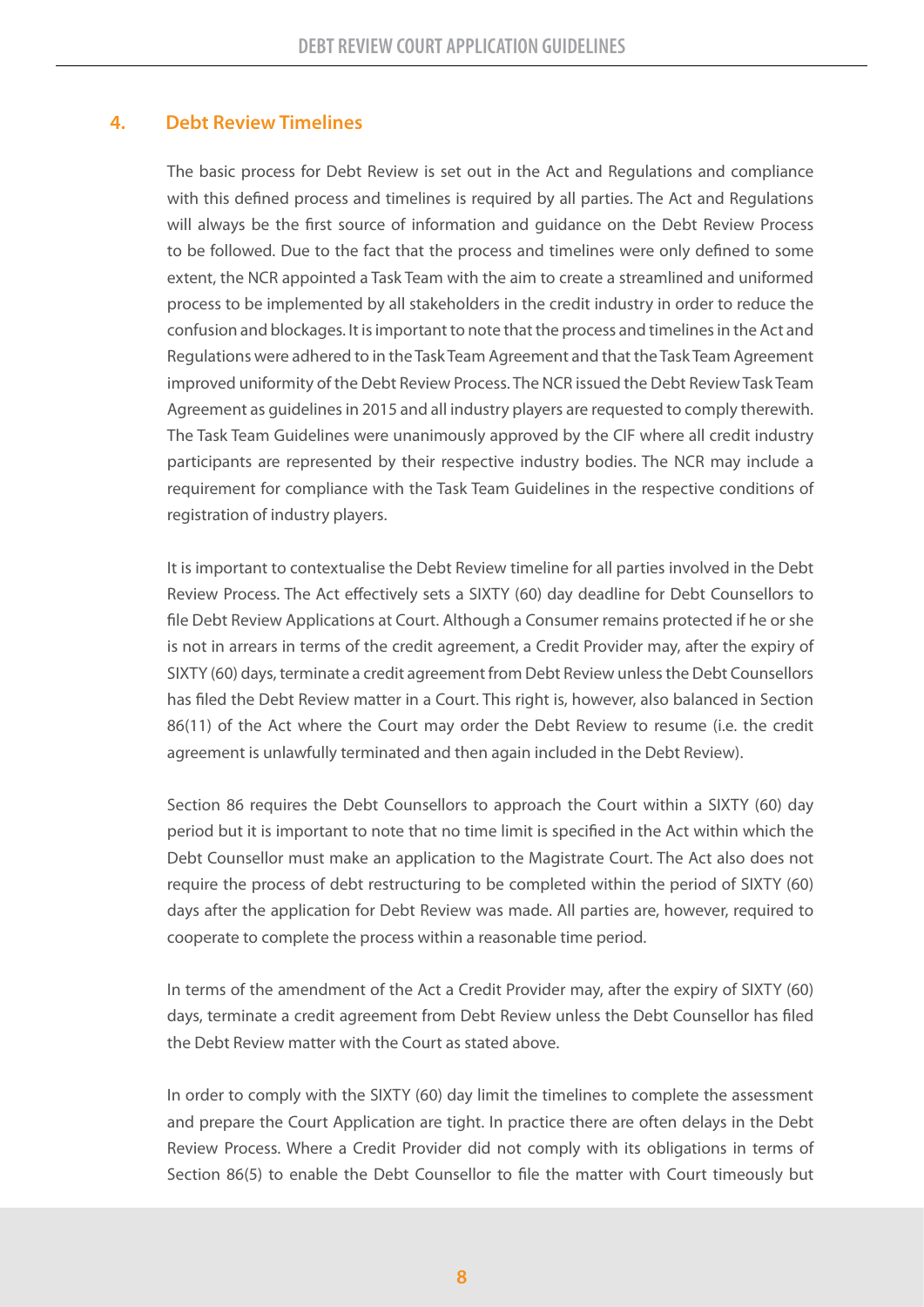## 4. Debt Review Timelines

The basic process for Debt Review is set out in the Act and Regulations and compliance with this defined process and timelines is required by all parties. The Act and Regulations will always be the first source of information and guidance on the Debt Review Process to be followed. Due to the fact that the process and timelines were only defined to some extent, the NCR appointed a Task Team with the aim to create a streamlined and uniformed process to be implemented by all stakeholders in the credit industry in order to reduce the confusion and blockages. It is important to note that the process and timelines in the Act and Regulations were adhered to in the Task Team Agreement and that the Task Team Agreement improved uniformity of the Debt Review Process. The NCR issued the Debt Review Task Team Agreement as guidelines in 2015 and all industry players are requested to comply therewith. The Task Team Guidelines were unanimously approved by the CIF where all credit industry participants are represented by their respective industry bodies. The NCR may include a requirement for compliance with the Task Team Guidelines in the respective conditions of registration of industry players.

It is important to contextualise the Debt Review timeline for all parties involved in the Debt Review Process. The Act effectively sets a SIXTY (60) day deadline for Debt Counsellors to file Debt Review Applications at Court. Although a Consumer remains protected if he or she is not in arrears in terms of the credit agreement, a Credit Provider may, after the expiry of SIXTY (60) days, terminate a credit agreement from Debt Review unless the Debt Counsellors has filed the Debt Review matter in a Court. This right is, however, also balanced in Section 86(11) of the Act where the Court may order the Debt Review to resume (i.e. the credit agreement is unlawfully terminated and then again included in the Debt Review).

Section 86 requires the Debt Counsellors to approach the Court within a SIXTY (60) day period but it is important to note that no time limit is specified in the Act within which the Debt Counsellor must make an application to the Magistrate Court. The Act also does not require the process of debt restructuring to be completed within the period of SIXTY (60) days after the application for Debt Review was made. All parties are, however, required to cooperate to complete the process within a reasonable time period.

In terms of the amendment of the Act a Credit Provider may, after the expiry of SIXTY (60) days, terminate a credit agreement from Debt Review unless the Debt Counsellor has filed the Debt Review matter with the Court as stated above.

In order to comply with the SIXTY (60) day limit the timelines to complete the assessment and prepare the Court Application are tight. In practice there are often delays in the Debt Review Process. Where a Credit Provider did not comply with its obligations in terms of Section 86(5) to enable the Debt Counsellor to file the matter with Court timeously but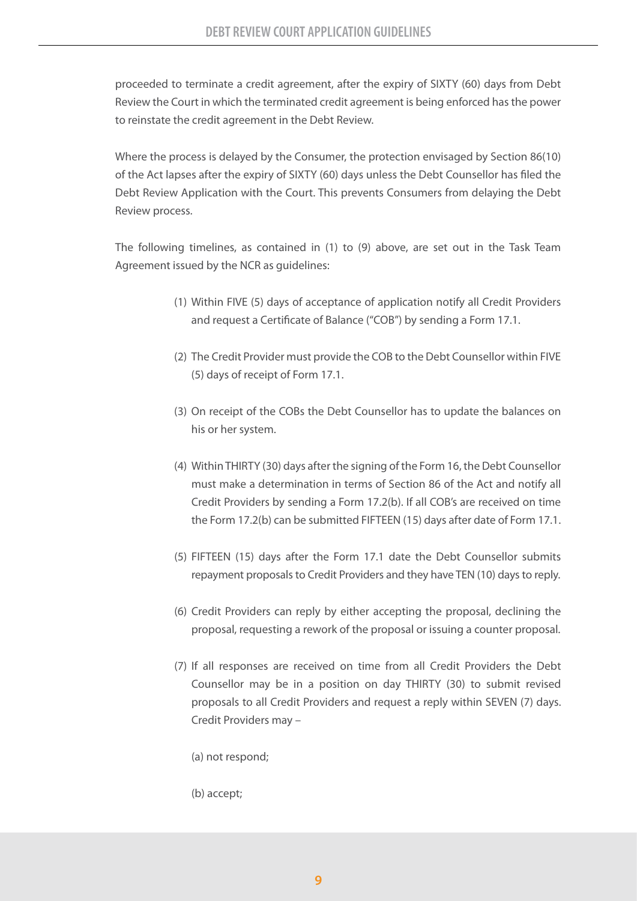proceeded to terminate a credit agreement, after the expiry of SIXTY (60) days from Debt Review the Court in which the terminated credit agreement is being enforced has the power to reinstate the credit agreement in the Debt Review.

Where the process is delayed by the Consumer, the protection envisaged by Section 86(10) of the Act lapses after the expiry of SIXTY (60) days unless the Debt Counsellor has filed the Debt Review Application with the Court. This prevents Consumers from delaying the Debt Review process.

The following timelines, as contained in (1) to (9) above, are set out in the Task Team Agreement issued by the NCR as guidelines:

(1) Within FIVE (5) days of acceptance of application notify all Credit Providers and request a Certificate of Balance ("COB") by sending a Form 17.1.

(2) The Credit Provider must provide the COB to the Debt Counsellor within FIVE (5) days of receipt of Form 17.1.

(3) On receipt of the COBs the Debt Counsellor has to update the balances on his or her system.

(4) Within THIRTY (30) days after the signing of the Form 16, the Debt Counsellor must make a determination in terms of Section 86 of the Act and notify all Credit Providers by sending a Form 17.2(b). If all COB's are received on time the Form 17.2(b) can be submitted FIFTEEN (15) days after date of Form 17.1.

(5) FIFTEEN (15) days after the Form 17.1 date the Debt Counsellor submits repayment proposals to Credit Providers and they have TEN (10) days to reply.

(6) Credit Providers can reply by either accepting the proposal, declining the proposal, requesting a rework of the proposal or issuing a counter proposal.

(7) If all responses are received on time from all Credit Providers the Debt Counsellor may be in a position on day THIRTY (30) to submit revised proposals to all Credit Providers and request a reply within SEVEN (7) days. Credit Providers may –

(a) not respond;

(b) accept;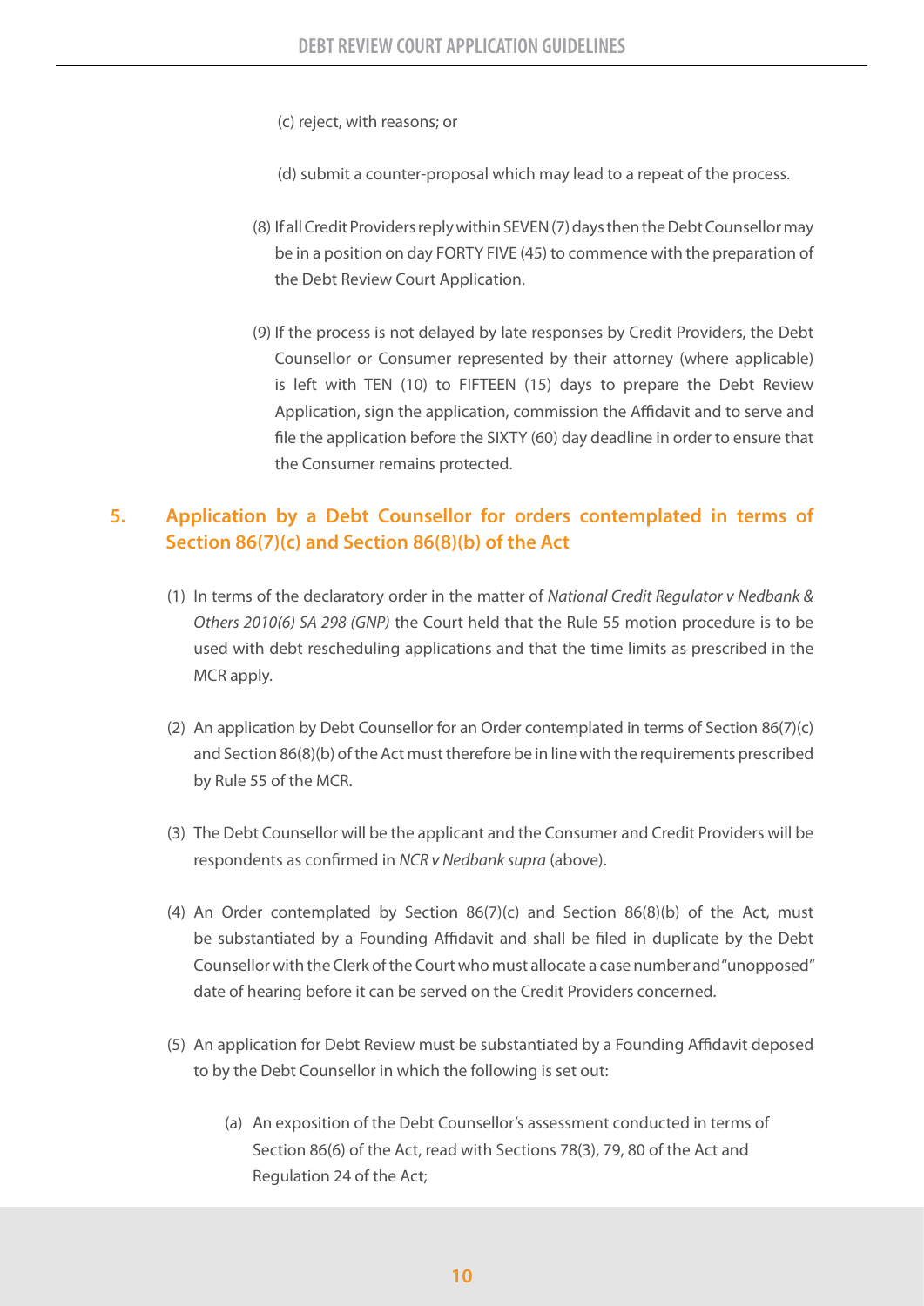(c) reject, with reasons; or

(d) submit a counter-proposal which may lead to a repeat of the process.

(8) If all Credit Providers reply within SEVEN (7) days then the Debt Counsellor may be in a position on day FORTY FIVE (45) to commence with the preparation of the Debt Review Court Application.

(9) If the process is not delayed by late responses by Credit Providers, the Debt Counsellor or Consumer represented by their attorney (where applicable) is left with TEN (10) to FIFTEEN (15) days to prepare the Debt Review Application, sign the application, commission the Affidavit and to serve and file the application before the SIXTY (60) day deadline in order to ensure that the Consumer remains protected.

## 5. Application by a Debt Counsellor for orders contemplated in terms of Section 86(7)(c) and Section 86(8)(b) of the Act

(1) In terms of the declaratory order in the matter of *National Credit Regulator v Nedbank & Others 2010(6) SA 298 (GNP)* the Court held that the Rule 55 motion procedure is to be used with debt rescheduling applications and that the time limits as prescribed in the MCR apply.

(2) An application by Debt Counsellor for an Order contemplated in terms of Section 86(7)(c) and Section 86(8)(b) of the Act must therefore be in line with the requirements prescribed by Rule 55 of the MCR.

(3) The Debt Counsellor will be the applicant and the Consumer and Credit Providers will be respondents as confirmed in *NCR v Nedbank supra* (above).

(4) An Order contemplated by Section 86(7)(c) and Section 86(8)(b) of the Act, must be substantiated by a Founding Affidavit and shall be filed in duplicate by the Debt Counsellor with the Clerk of the Court who must allocate a case number and "unopposed" date of hearing before it can be served on the Credit Providers concerned.

(5) An application for Debt Review must be substantiated by a Founding Affidavit deposed to by the Debt Counsellor in which the following is set out:

(a) An exposition of the Debt Counsellor's assessment conducted in terms of Section 86(6) of the Act, read with Sections 78(3), 79, 80 of the Act and Regulation 24 of the Act;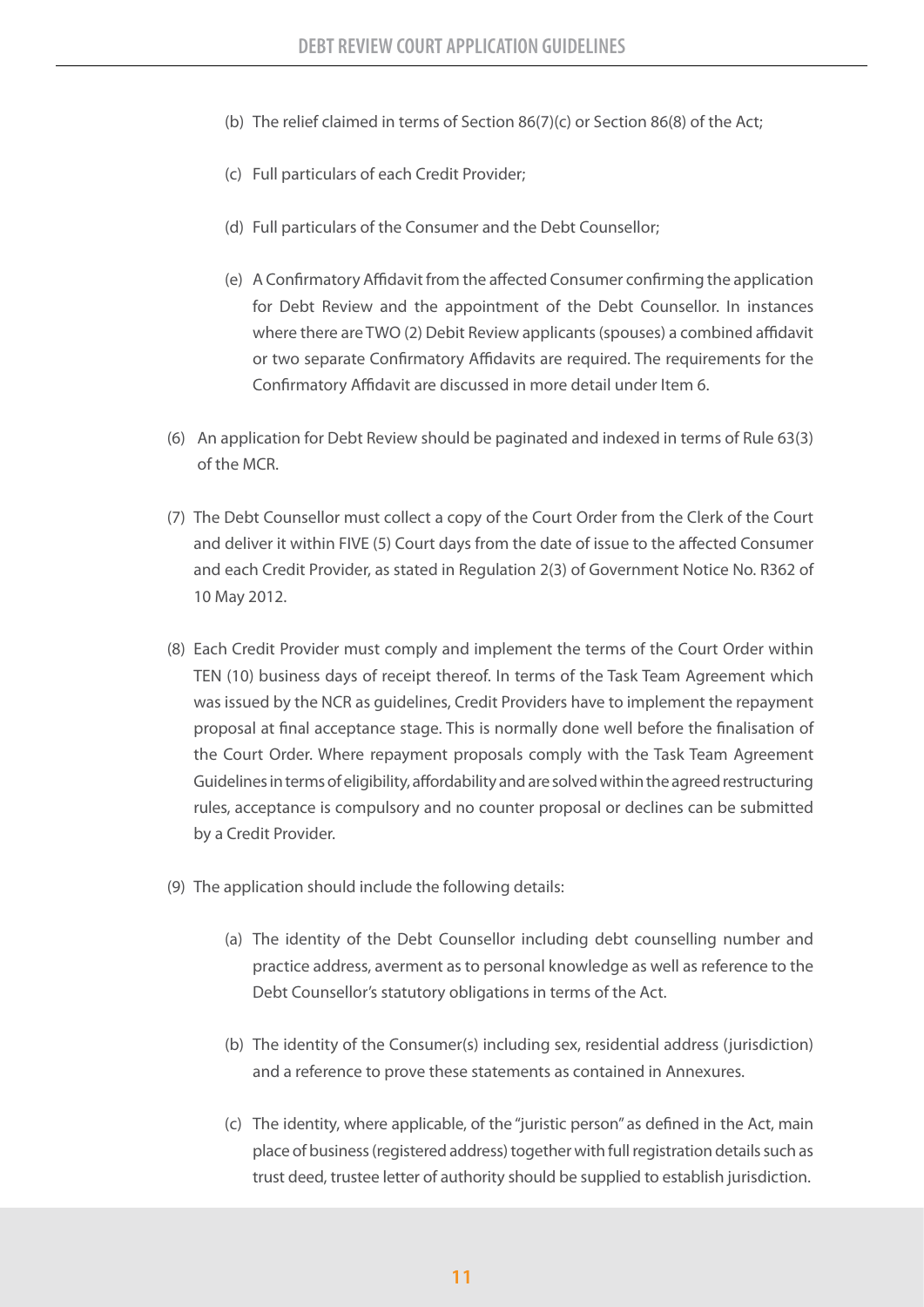(b) The relief claimed in terms of Section 86(7)(c) or Section 86(8) of the Act;

(c) Full particulars of each Credit Provider;

(d) Full particulars of the Consumer and the Debt Counsellor;

(e) A Confirmatory Affidavit from the affected Consumer confirming the application for Debt Review and the appointment of the Debt Counsellor. In instances where there are TWO (2) Debit Review applicants (spouses) a combined affidavit or two separate Confirmatory Affidavits are required. The requirements for the Confirmatory Affidavit are discussed in more detail under Item 6.

(6) An application for Debt Review should be paginated and indexed in terms of Rule 63(3) of the MCR.

(7) The Debt Counsellor must collect a copy of the Court Order from the Clerk of the Court and deliver it within FIVE (5) Court days from the date of issue to the affected Consumer and each Credit Provider, as stated in Regulation 2(3) of Government Notice No. R362 of 10 May 2012.

(8) Each Credit Provider must comply and implement the terms of the Court Order within TEN (10) business days of receipt thereof. In terms of the Task Team Agreement which was issued by the NCR as guidelines, Credit Providers have to implement the repayment proposal at final acceptance stage. This is normally done well before the finalisation of the Court Order. Where repayment proposals comply with the Task Team Agreement Guidelines in terms of eligibility, affordability and are solved within the agreed restructuring rules, acceptance is compulsory and no counter proposal or declines can be submitted by a Credit Provider.

(9) The application should include the following details:

(a) The identity of the Debt Counsellor including debt counselling number and practice address, averment as to personal knowledge as well as reference to the Debt Counsellor's statutory obligations in terms of the Act.

(b) The identity of the Consumer(s) including sex, residential address (jurisdiction) and a reference to prove these statements as contained in Annexures.

(c) The identity, where applicable, of the "juristic person" as defined in the Act, main place of business (registered address) together with full registration details such as trust deed, trustee letter of authority should be supplied to establish jurisdiction.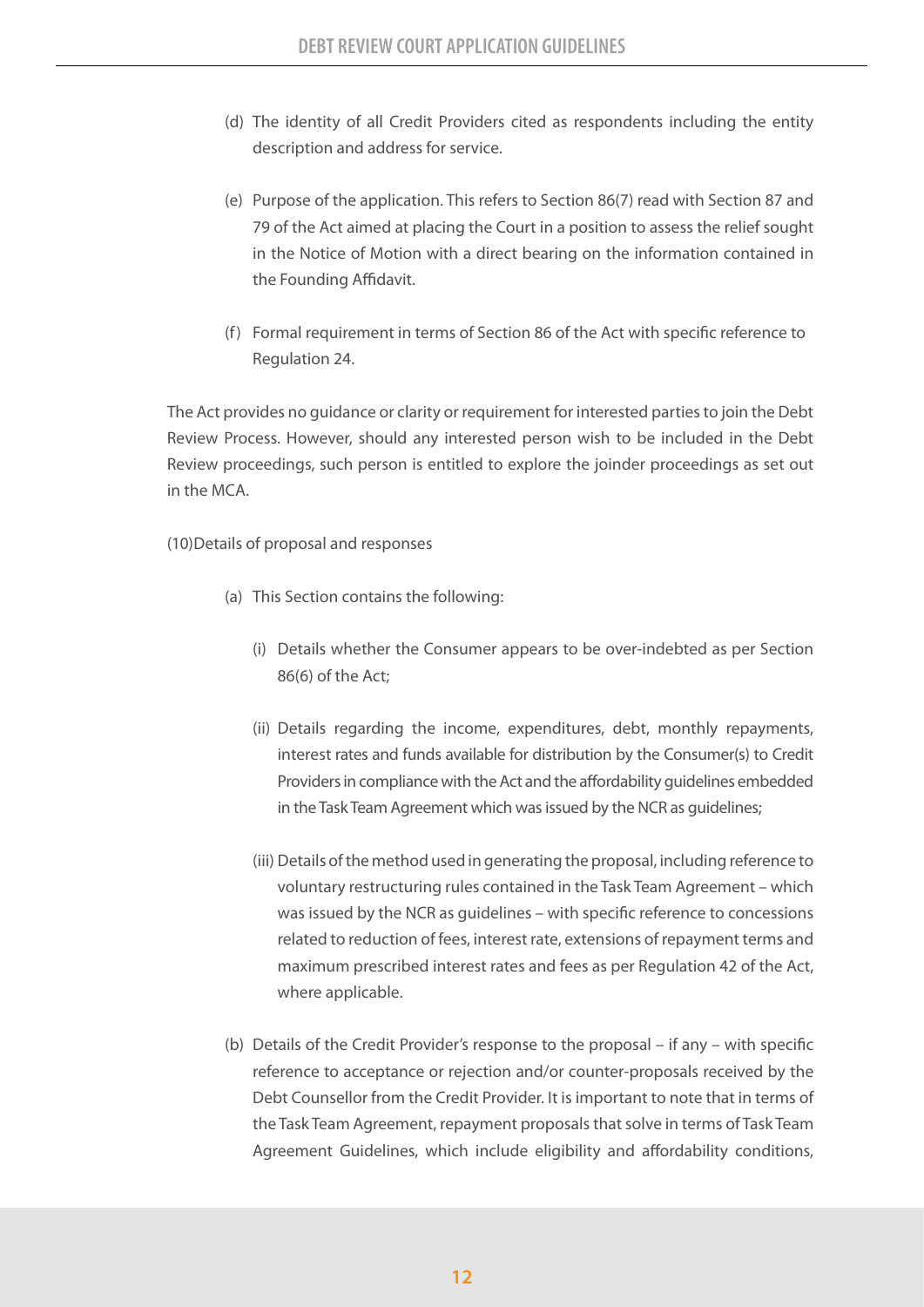(d) The identity of all Credit Providers cited as respondents including the entity description and address for service.

(e) Purpose of the application. This refers to Section 86(7) read with Section 87 and 79 of the Act aimed at placing the Court in a position to assess the relief sought in the Notice of Motion with a direct bearing on the information contained in the Founding Affidavit.

(f) Formal requirement in terms of Section 86 of the Act with specific reference to Regulation 24.

The Act provides no guidance or clarity or requirement for interested parties to join the Debt Review Process. However, should any interested person wish to be included in the Debt Review proceedings, such person is entitled to explore the joinder proceedings as set out in the MCA.

(10) Details of proposal and responses

(a) This Section contains the following:

(i) Details whether the Consumer appears to be over-indebted as per Section 86(6) of the Act;

(ii) Details regarding the income, expenditures, debt, monthly repayments, interest rates and funds available for distribution by the Consumer(s) to Credit Providers in compliance with the Act and the affordability guidelines embedded in the Task Team Agreement which was issued by the NCR as guidelines;

(iii) Details of the method used in generating the proposal, including reference to voluntary restructuring rules contained in the Task Team Agreement – which was issued by the NCR as guidelines – with specific reference to concessions related to reduction of fees, interest rate, extensions of repayment terms and maximum prescribed interest rates and fees as per Regulation 42 of the Act, where applicable.

(b) Details of the Credit Provider's response to the proposal – if any – with specific reference to acceptance or rejection and/or counter-proposals received by the Debt Counsellor from the Credit Provider. It is important to note that in terms of the Task Team Agreement, repayment proposals that solve in terms of Task Team Agreement Guidelines, which include eligibility and affordability conditions,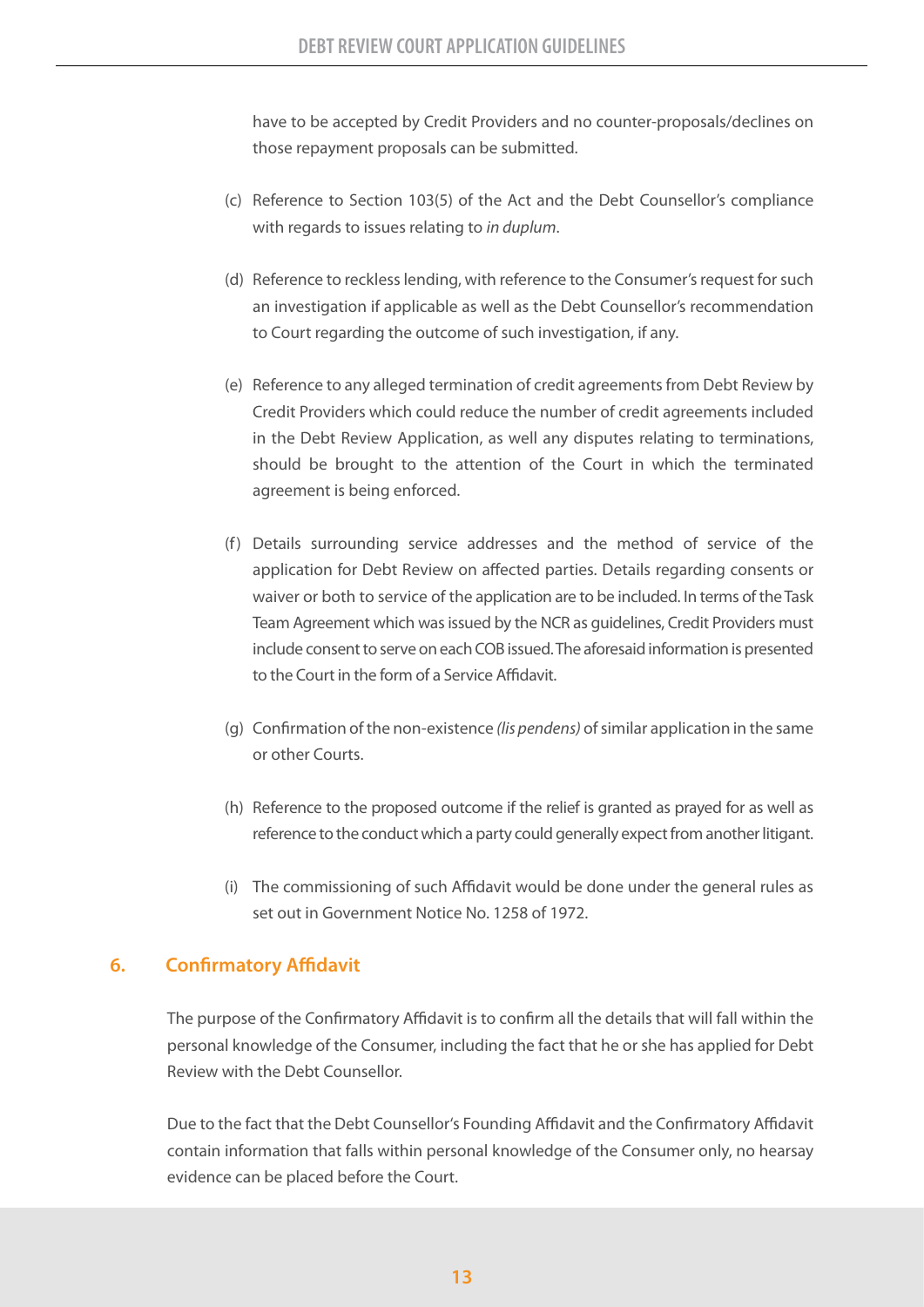have to be accepted by Credit Providers and no counter-proposals/declines on those repayment proposals can be submitted.

(c) Reference to Section 103(5) of the Act and the Debt Counsellor's compliance with regards to issues relating to *in duplum*.

(d) Reference to reckless lending, with reference to the Consumer's request for such an investigation if applicable as well as the Debt Counsellor's recommendation to Court regarding the outcome of such investigation, if any.

(e) Reference to any alleged termination of credit agreements from Debt Review by Credit Providers which could reduce the number of credit agreements included in the Debt Review Application, as well any disputes relating to terminations, should be brought to the attention of the Court in which the terminated agreement is being enforced.

(f) Details surrounding service addresses and the method of service of the application for Debt Review on affected parties. Details regarding consents or waiver or both to service of the application are to be included. In terms of the Task Team Agreement which was issued by the NCR as guidelines, Credit Providers must include consent to serve on each COB issued. The aforesaid information is presented to the Court in the form of a Service Affidavit.

(g) Confirmation of the non-existence *(lis pendens)* of similar application in the same or other Courts.

(h) Reference to the proposed outcome if the relief is granted as prayed for as well as reference to the conduct which a party could generally expect from another litigant.

(i) The commissioning of such Affidavit would be done under the general rules as set out in Government Notice No. 1258 of 1972.

## 6. Confirmatory Affidavit

The purpose of the Confirmatory Affidavit is to confirm all the details that will fall within the personal knowledge of the Consumer, including the fact that he or she has applied for Debt Review with the Debt Counsellor.

Due to the fact that the Debt Counsellor's Founding Affidavit and the Confirmatory Affidavit contain information that falls within personal knowledge of the Consumer only, no hearsay evidence can be placed before the Court.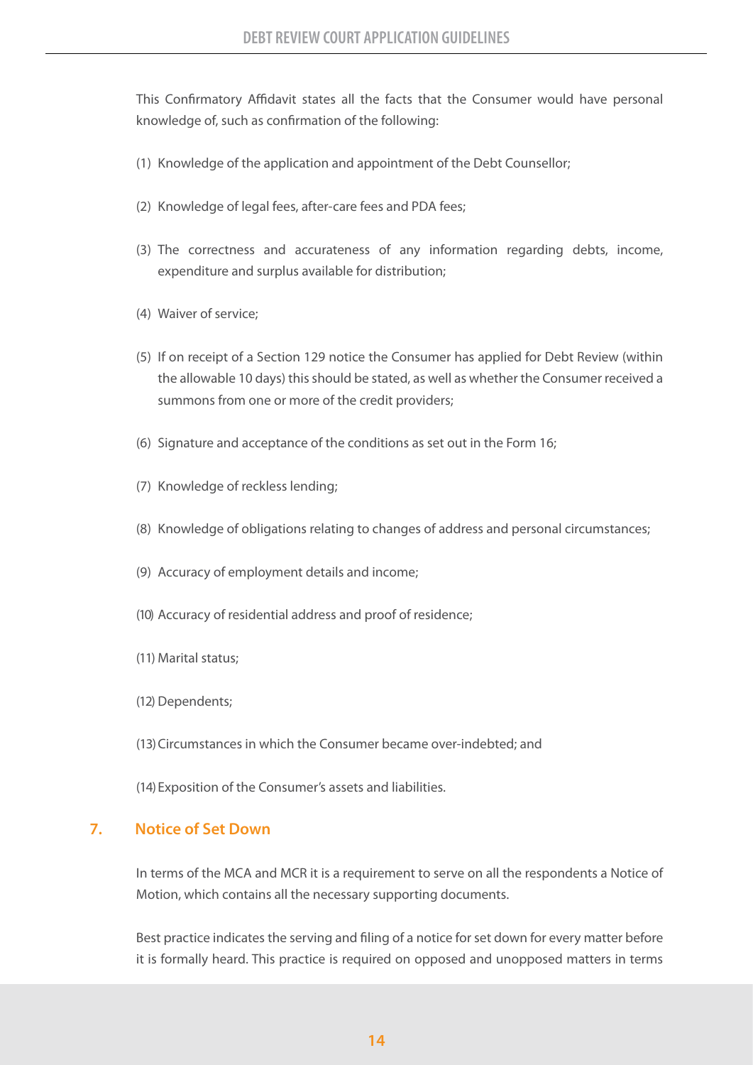This Confirmatory Affidavit states all the facts that the Consumer would have personal knowledge of, such as confirmation of the following:

(1) Knowledge of the application and appointment of the Debt Counsellor;

(2) Knowledge of legal fees, after-care fees and PDA fees;

(3) The correctness and accurateness of any information regarding debts, income, expenditure and surplus available for distribution;

(4) Waiver of service;

(5) If on receipt of a Section 129 notice the Consumer has applied for Debt Review (within the allowable 10 days) this should be stated, as well as whether the Consumer received a summons from one or more of the credit providers;

(6) Signature and acceptance of the conditions as set out in the Form 16;

(7) Knowledge of reckless lending;

(8) Knowledge of obligations relating to changes of address and personal circumstances;

(9) Accuracy of employment details and income;

(10) Accuracy of residential address and proof of residence;

(11) Marital status;

(12) Dependents;

(13) Circumstances in which the Consumer became over-indebted; and

(14) Exposition of the Consumer's assets and liabilities.

## 7. Notice of Set Down

In terms of the MCA and MCR it is a requirement to serve on all the respondents a Notice of Motion, which contains all the necessary supporting documents.

Best practice indicates the serving and filing of a notice for set down for every matter before it is formally heard. This practice is required on opposed and unopposed matters in terms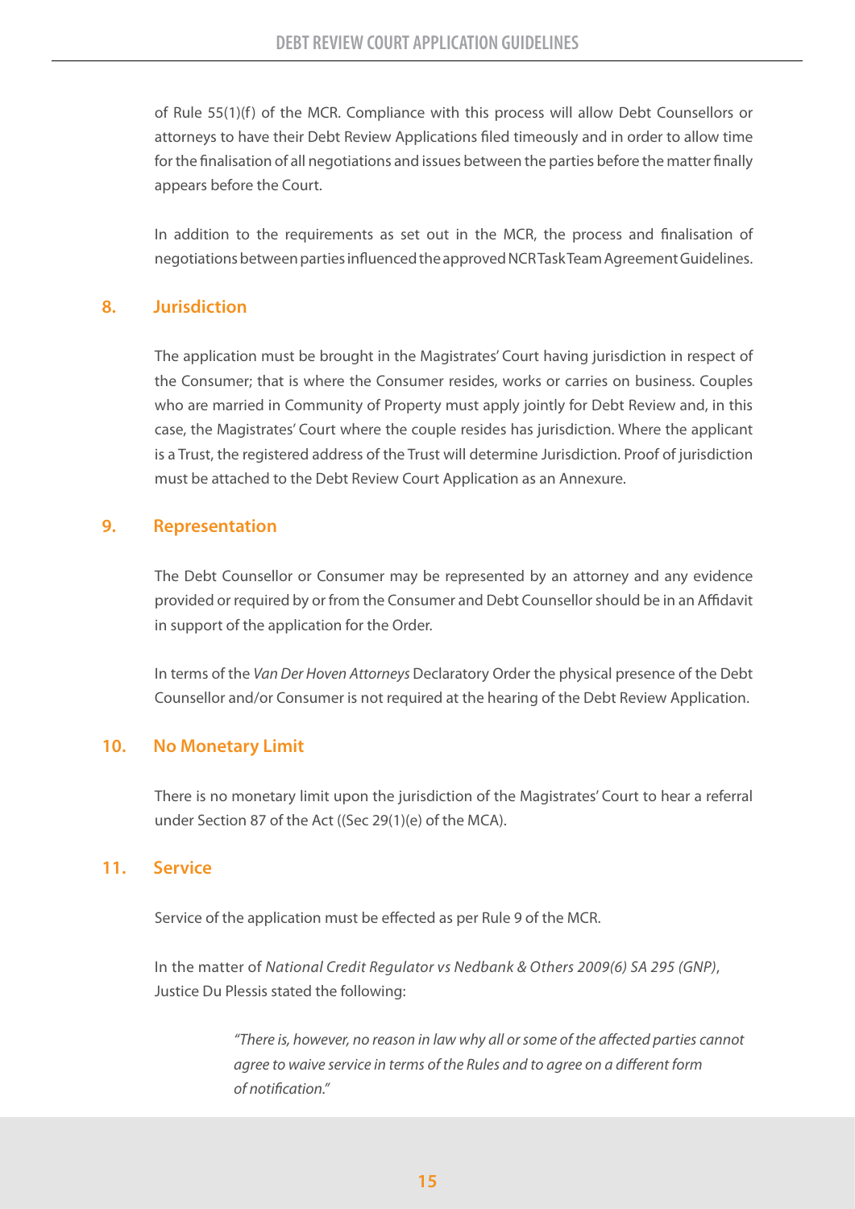of Rule 55(1)(f) of the MCR. Compliance with this process will allow Debt Counsellors or attorneys to have their Debt Review Applications filed timeously and in order to allow time for the finalisation of all negotiations and issues between the parties before the matter finally appears before the Court.

In addition to the requirements as set out in the MCR, the process and finalisation of negotiations between parties influenced the approved NCR Task Team Agreement Guidelines.

## 8. Jurisdiction

The application must be brought in the Magistrates' Court having jurisdiction in respect of the Consumer; that is where the Consumer resides, works or carries on business. Couples who are married in Community of Property must apply jointly for Debt Review and, in this case, the Magistrates' Court where the couple resides has jurisdiction. Where the applicant is a Trust, the registered address of the Trust will determine Jurisdiction. Proof of jurisdiction must be attached to the Debt Review Court Application as an Annexure.

## 9. Representation

The Debt Counsellor or Consumer may be represented by an attorney and any evidence provided or required by or from the Consumer and Debt Counsellor should be in an Affidavit in support of the application for the Order.

In terms of the *Van Der Hoven Attorneys* Declaratory Order the physical presence of the Debt Counsellor and/or Consumer is not required at the hearing of the Debt Review Application.

## 10. No Monetary Limit

There is no monetary limit upon the jurisdiction of the Magistrates' Court to hear a referral under Section 87 of the Act ((Sec 29(1)(e) of the MCA).

## 11. Service

Service of the application must be effected as per Rule 9 of the MCR.

In the matter of *National Credit Regulator vs Nedbank & Others 2009(6) SA 295 (GNP)*, Justice Du Plessis stated the following:

> *"There is, however, no reason in law why all or some of the affected parties cannot agree to waive service in terms of the Rules and to agree on a different form of notification."*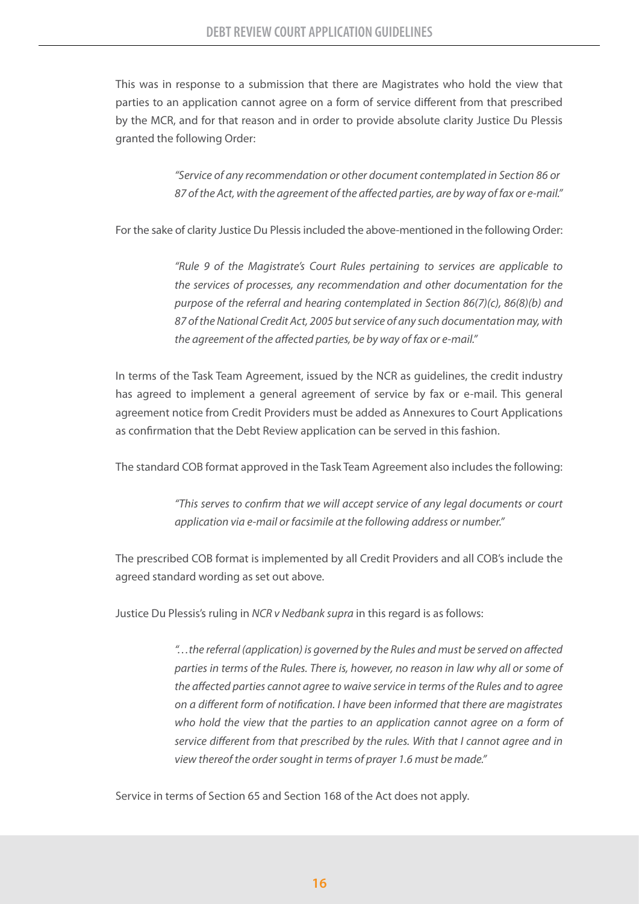This was in response to a submission that there are Magistrates who hold the view that parties to an application cannot agree on a form of service different from that prescribed by the MCR, and for that reason and in order to provide absolute clarity Justice Du Plessis granted the following Order:

> *"Service of any recommendation or other document contemplated in Section 86 or 87 of the Act, with the agreement of the affected parties, are by way of fax or e-mail."*

For the sake of clarity Justice Du Plessis included the above-mentioned in the following Order:

> *"Rule 9 of the Magistrate's Court Rules pertaining to services are applicable to the services of processes, any recommendation and other documentation for the purpose of the referral and hearing contemplated in Section 86(7)(c), 86(8)(b) and 87 of the National Credit Act, 2005 but service of any such documentation may, with the agreement of the affected parties, be by way of fax or e-mail."*

In terms of the Task Team Agreement, issued by the NCR as guidelines, the credit industry has agreed to implement a general agreement of service by fax or e-mail. This general agreement notice from Credit Providers must be added as Annexures to Court Applications as confirmation that the Debt Review application can be served in this fashion.

The standard COB format approved in the Task Team Agreement also includes the following:

> *"This serves to confirm that we will accept service of any legal documents or court application via e-mail or facsimile at the following address or number."*

The prescribed COB format is implemented by all Credit Providers and all COB's include the agreed standard wording as set out above.

Justice Du Plessis's ruling in *NCR v Nedbank supra* in this regard is as follows:

> *"…the referral (application) is governed by the Rules and must be served on affected parties in terms of the Rules. There is, however, no reason in law why all or some of the affected parties cannot agree to waive service in terms of the Rules and to agree on a different form of notification. I have been informed that there are magistrates who hold the view that the parties to an application cannot agree on a form of service different from that prescribed by the rules. With that I cannot agree and in view thereof the order sought in terms of prayer 1.6 must be made."*

Service in terms of Section 65 and Section 168 of the Act does not apply.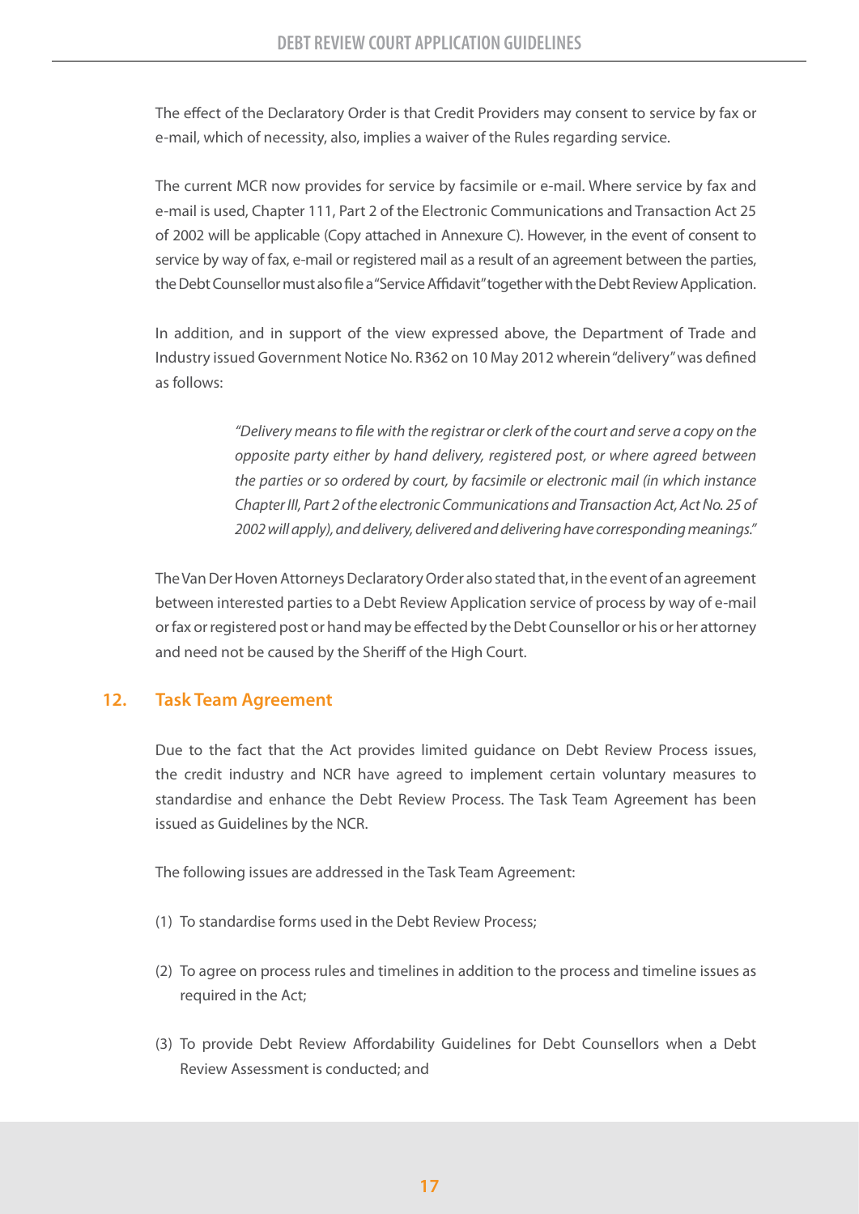The effect of the Declaratory Order is that Credit Providers may consent to service by fax or e-mail, which of necessity, also, implies a waiver of the Rules regarding service.

The current MCR now provides for service by facsimile or e-mail. Where service by fax and e-mail is used, Chapter 111, Part 2 of the Electronic Communications and Transaction Act 25 of 2002 will be applicable (Copy attached in Annexure C). However, in the event of consent to service by way of fax, e-mail or registered mail as a result of an agreement between the parties, the Debt Counsellor must also file a "Service Affidavit" together with the Debt Review Application.

In addition, and in support of the view expressed above, the Department of Trade and Industry issued Government Notice No. R362 on 10 May 2012 wherein "delivery" was defined as follows:

> *"Delivery means to file with the registrar or clerk of the court and serve a copy on the opposite party either by hand delivery, registered post, or where agreed between the parties or so ordered by court, by facsimile or electronic mail (in which instance Chapter III, Part 2 of the electronic Communications and Transaction Act, Act No. 25 of 2002 will apply), and delivery, delivered and delivering have corresponding meanings."*

The Van Der Hoven Attorneys Declaratory Order also stated that, in the event of an agreement between interested parties to a Debt Review Application service of process by way of e-mail or fax or registered post or hand may be effected by the Debt Counsellor or his or her attorney and need not be caused by the Sheriff of the High Court.

## 12. Task Team Agreement

Due to the fact that the Act provides limited guidance on Debt Review Process issues, the credit industry and NCR have agreed to implement certain voluntary measures to standardise and enhance the Debt Review Process. The Task Team Agreement has been issued as Guidelines by the NCR.

The following issues are addressed in the Task Team Agreement:

(1) To standardise forms used in the Debt Review Process;

(2) To agree on process rules and timelines in addition to the process and timeline issues as required in the Act;

(3) To provide Debt Review Affordability Guidelines for Debt Counsellors when a Debt Review Assessment is conducted; and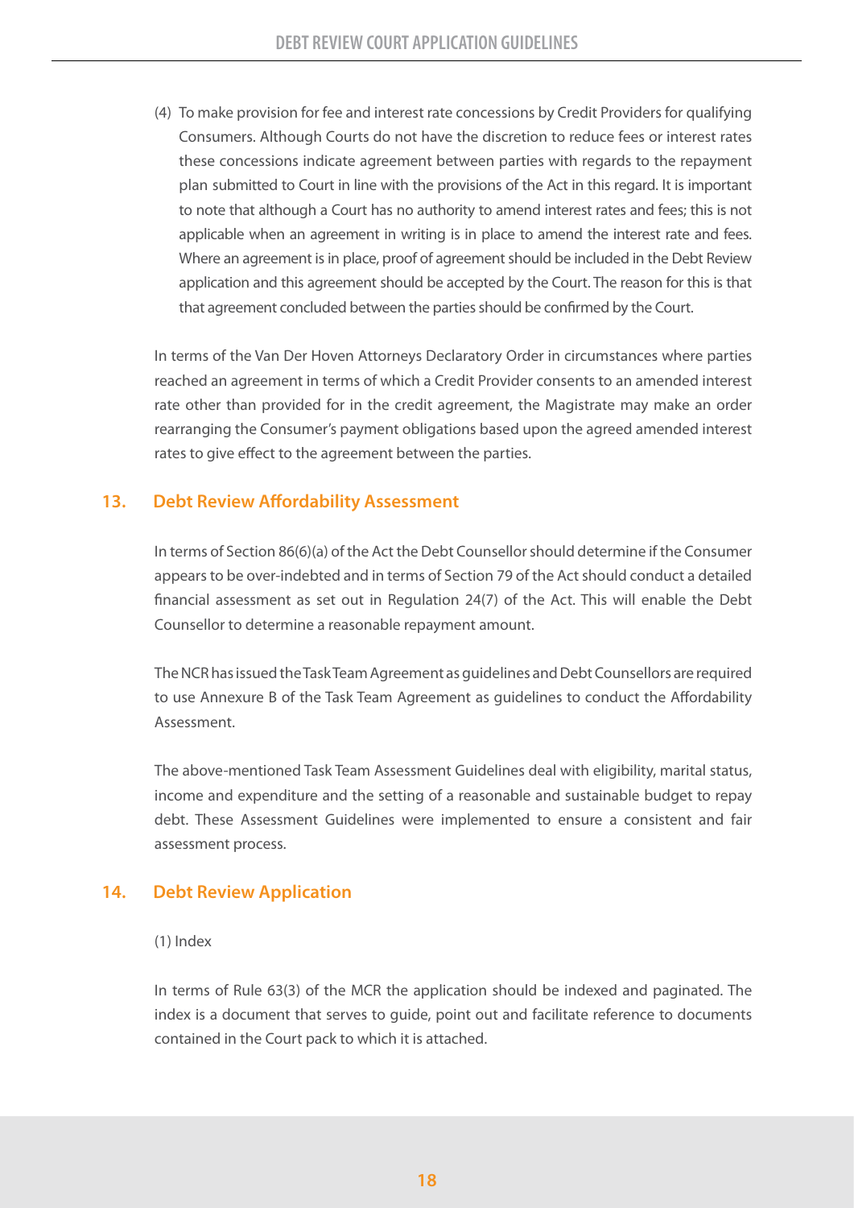(4) To make provision for fee and interest rate concessions by Credit Providers for qualifying Consumers. Although Courts do not have the discretion to reduce fees or interest rates these concessions indicate agreement between parties with regards to the repayment plan submitted to Court in line with the provisions of the Act in this regard. It is important to note that although a Court has no authority to amend interest rates and fees; this is not applicable when an agreement in writing is in place to amend the interest rate and fees. Where an agreement is in place, proof of agreement should be included in the Debt Review application and this agreement should be accepted by the Court. The reason for this is that that agreement concluded between the parties should be confirmed by the Court.

In terms of the Van Der Hoven Attorneys Declaratory Order in circumstances where parties reached an agreement in terms of which a Credit Provider consents to an amended interest rate other than provided for in the credit agreement, the Magistrate may make an order rearranging the Consumer's payment obligations based upon the agreed amended interest rates to give effect to the agreement between the parties.

## 13. Debt Review Affordability Assessment

In terms of Section 86(6)(a) of the Act the Debt Counsellor should determine if the Consumer appears to be over-indebted and in terms of Section 79 of the Act should conduct a detailed financial assessment as set out in Regulation 24(7) of the Act. This will enable the Debt Counsellor to determine a reasonable repayment amount.

The NCR has issued the Task Team Agreement as guidelines and Debt Counsellors are required to use Annexure B of the Task Team Agreement as guidelines to conduct the Affordability Assessment.

The above-mentioned Task Team Assessment Guidelines deal with eligibility, marital status, income and expenditure and the setting of a reasonable and sustainable budget to repay debt. These Assessment Guidelines were implemented to ensure a consistent and fair assessment process.

## 14. Debt Review Application

(1) Index

In terms of Rule 63(3) of the MCR the application should be indexed and paginated. The index is a document that serves to guide, point out and facilitate reference to documents contained in the Court pack to which it is attached.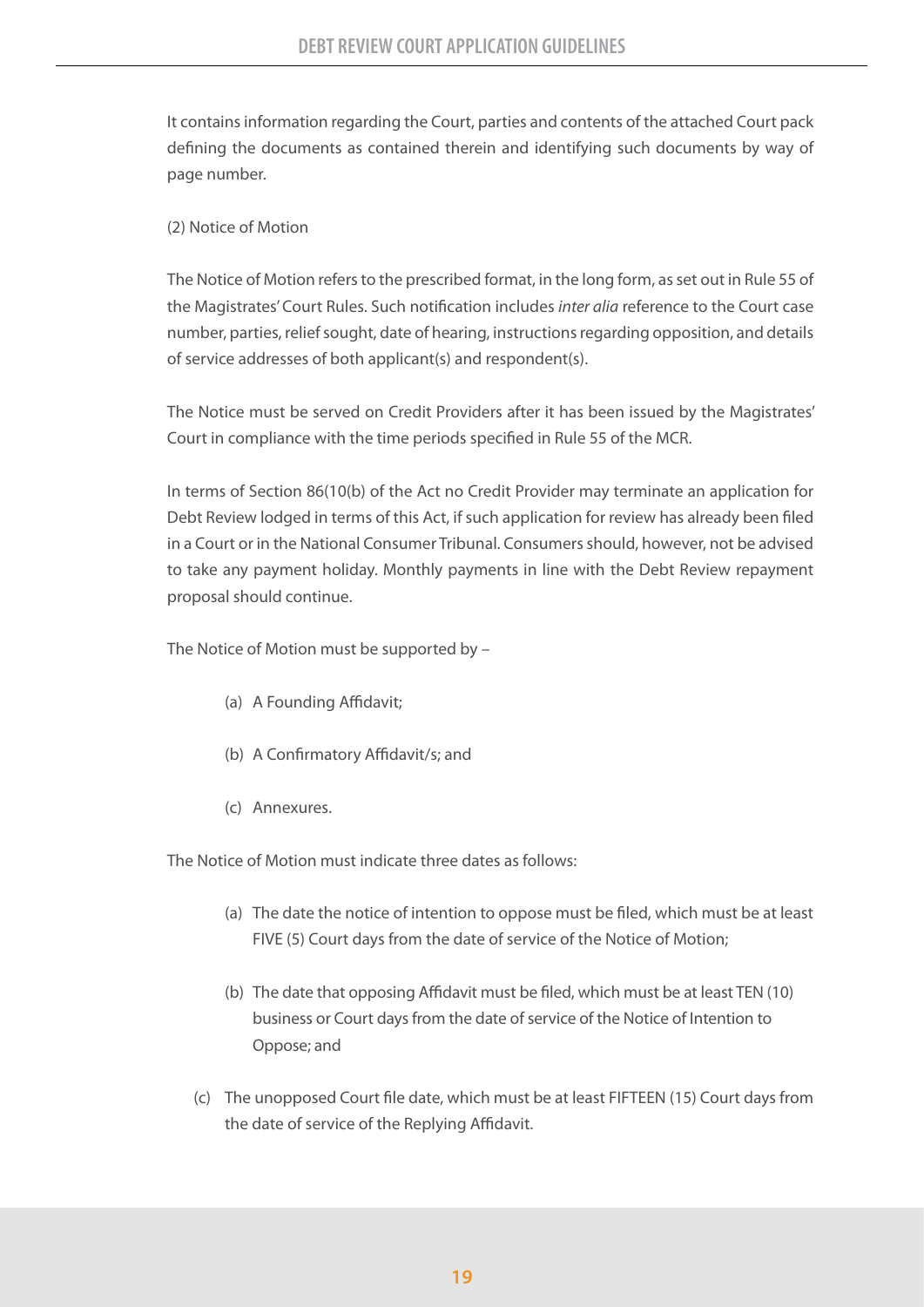It contains information regarding the Court, parties and contents of the attached Court pack defining the documents as contained therein and identifying such documents by way of page number.

(2) Notice of Motion

The Notice of Motion refers to the prescribed format, in the long form, as set out in Rule 55 of the Magistrates' Court Rules. Such notification includes *inter alia* reference to the Court case number, parties, relief sought, date of hearing, instructions regarding opposition, and details of service addresses of both applicant(s) and respondent(s).

The Notice must be served on Credit Providers after it has been issued by the Magistrates' Court in compliance with the time periods specified in Rule 55 of the MCR.

In terms of Section 86(10(b) of the Act no Credit Provider may terminate an application for Debt Review lodged in terms of this Act, if such application for review has already been filed in a Court or in the National Consumer Tribunal. Consumers should, however, not be advised to take any payment holiday. Monthly payments in line with the Debt Review repayment proposal should continue.

The Notice of Motion must be supported by –

- (a) A Founding Affidavit;
- (b) A Confirmatory Affidavit/s; and
- (c) Annexures.

The Notice of Motion must indicate three dates as follows:

- (a) The date the notice of intention to oppose must be filed, which must be at least FIVE (5) Court days from the date of service of the Notice of Motion;
- (b) The date that opposing Affidavit must be filed, which must be at least TEN (10) business or Court days from the date of service of the Notice of Intention to Oppose; and
- (c) The unopposed Court file date, which must be at least FIFTEEN (15) Court days from the date of service of the Replying Affidavit.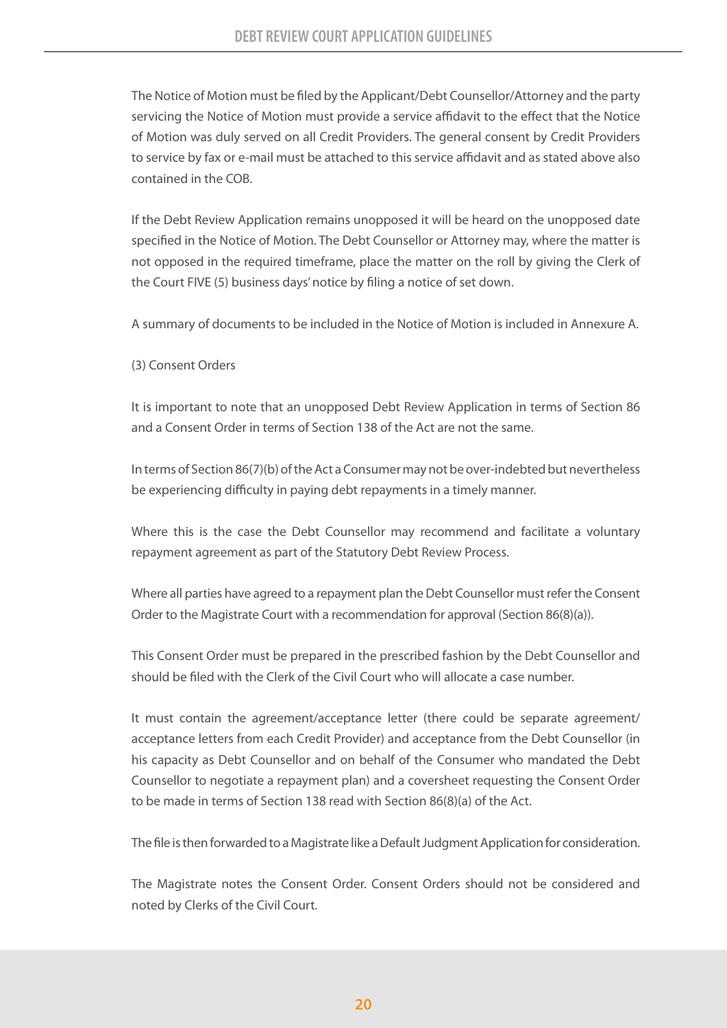The Notice of Motion must be filed by the Applicant/Debt Counsellor/Attorney and the party servicing the Notice of Motion must provide a service affidavit to the effect that the Notice of Motion was duly served on all Credit Providers. The general consent by Credit Providers to service by fax or e-mail must be attached to this service affidavit and as stated above also contained in the COB.

If the Debt Review Application remains unopposed it will be heard on the unopposed date specified in the Notice of Motion. The Debt Counsellor or Attorney may, where the matter is not opposed in the required timeframe, place the matter on the roll by giving the Clerk of the Court FIVE (5) business days' notice by filing a notice of set down.

A summary of documents to be included in the Notice of Motion is included in Annexure A.

(3) Consent Orders

It is important to note that an unopposed Debt Review Application in terms of Section 86 and a Consent Order in terms of Section 138 of the Act are not the same.

In terms of Section 86(7)(b) of the Act a Consumer may not be over-indebted but nevertheless be experiencing difficulty in paying debt repayments in a timely manner.

Where this is the case the Debt Counsellor may recommend and facilitate a voluntary repayment agreement as part of the Statutory Debt Review Process.

Where all parties have agreed to a repayment plan the Debt Counsellor must refer the Consent Order to the Magistrate Court with a recommendation for approval (Section 86(8)(a)).

This Consent Order must be prepared in the prescribed fashion by the Debt Counsellor and should be filed with the Clerk of the Civil Court who will allocate a case number.

It must contain the agreement/acceptance letter (there could be separate agreement/acceptance letters from each Credit Provider) and acceptance from the Debt Counsellor (in his capacity as Debt Counsellor and on behalf of the Consumer who mandated the Debt Counsellor to negotiate a repayment plan) and a coversheet requesting the Consent Order to be made in terms of Section 138 read with Section 86(8)(a) of the Act.

The file is then forwarded to a Magistrate like a Default Judgment Application for consideration.

The Magistrate notes the Consent Order. Consent Orders should not be considered and noted by Clerks of the Civil Court.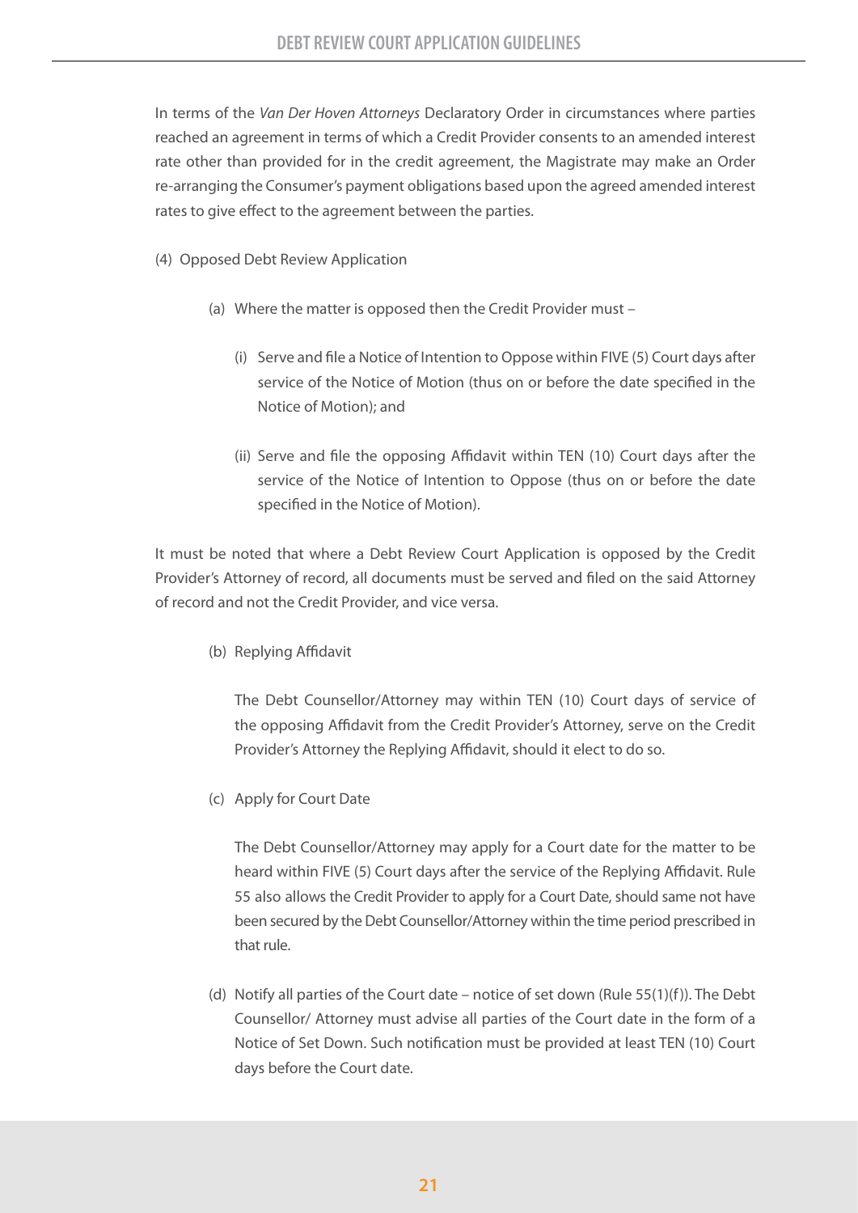In terms of the *Van Der Hoven Attorneys* Declaratory Order in circumstances where parties reached an agreement in terms of which a Credit Provider consents to an amended interest rate other than provided for in the credit agreement, the Magistrate may make an Order re-arranging the Consumer's payment obligations based upon the agreed amended interest rates to give effect to the agreement between the parties.

(4) Opposed Debt Review Application

(a) Where the matter is opposed then the Credit Provider must –

(i) Serve and file a Notice of Intention to Oppose within FIVE (5) Court days after service of the Notice of Motion (thus on or before the date specified in the Notice of Motion); and

(ii) Serve and file the opposing Affidavit within TEN (10) Court days after the service of the Notice of Intention to Oppose (thus on or before the date specified in the Notice of Motion).

It must be noted that where a Debt Review Court Application is opposed by the Credit Provider's Attorney of record, all documents must be served and filed on the said Attorney of record and not the Credit Provider, and vice versa.

(b) Replying Affidavit

The Debt Counsellor/Attorney may within TEN (10) Court days of service of the opposing Affidavit from the Credit Provider's Attorney, serve on the Credit Provider's Attorney the Replying Affidavit, should it elect to do so.

(c) Apply for Court Date

The Debt Counsellor/Attorney may apply for a Court date for the matter to be heard within FIVE (5) Court days after the service of the Replying Affidavit. Rule 55 also allows the Credit Provider to apply for a Court Date, should same not have been secured by the Debt Counsellor/Attorney within the time period prescribed in that rule.

(d) Notify all parties of the Court date – notice of set down (Rule 55(1)(f)). The Debt Counsellor/ Attorney must advise all parties of the Court date in the form of a Notice of Set Down. Such notification must be provided at least TEN (10) Court days before the Court date.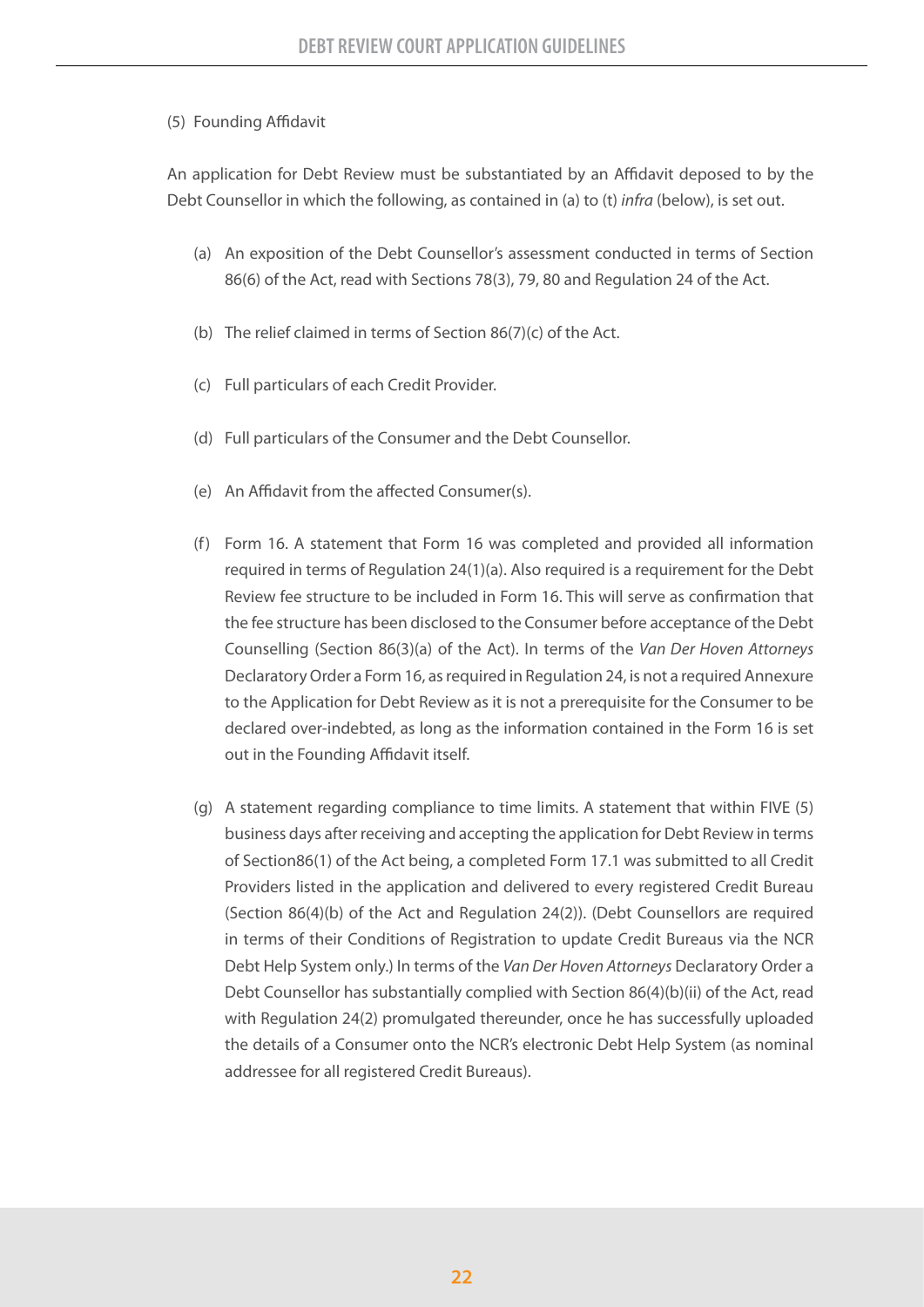(5) Founding Affidavit

An application for Debt Review must be substantiated by an Affidavit deposed to by the Debt Counsellor in which the following, as contained in (a) to (t) *infra* (below), is set out.

(a) An exposition of the Debt Counsellor's assessment conducted in terms of Section 86(6) of the Act, read with Sections 78(3), 79, 80 and Regulation 24 of the Act.

(b) The relief claimed in terms of Section 86(7)(c) of the Act.

(c) Full particulars of each Credit Provider.

(d) Full particulars of the Consumer and the Debt Counsellor.

(e) An Affidavit from the affected Consumer(s).

(f) Form 16. A statement that Form 16 was completed and provided all information required in terms of Regulation 24(1)(a). Also required is a requirement for the Debt Review fee structure to be included in Form 16. This will serve as confirmation that the fee structure has been disclosed to the Consumer before acceptance of the Debt Counselling (Section 86(3)(a) of the Act). In terms of the *Van Der Hoven Attorneys* Declaratory Order a Form 16, as required in Regulation 24, is not a required Annexure to the Application for Debt Review as it is not a prerequisite for the Consumer to be declared over-indebted, as long as the information contained in the Form 16 is set out in the Founding Affidavit itself.

(g) A statement regarding compliance to time limits. A statement that within FIVE (5) business days after receiving and accepting the application for Debt Review in terms of Section86(1) of the Act being, a completed Form 17.1 was submitted to all Credit Providers listed in the application and delivered to every registered Credit Bureau (Section 86(4)(b) of the Act and Regulation 24(2)). (Debt Counsellors are required in terms of their Conditions of Registration to update Credit Bureaus via the NCR Debt Help System only.) In terms of the *Van Der Hoven Attorneys* Declaratory Order a Debt Counsellor has substantially complied with Section 86(4)(b)(ii) of the Act, read with Regulation 24(2) promulgated thereunder, once he has successfully uploaded the details of a Consumer onto the NCR's electronic Debt Help System (as nominal addressee for all registered Credit Bureaus).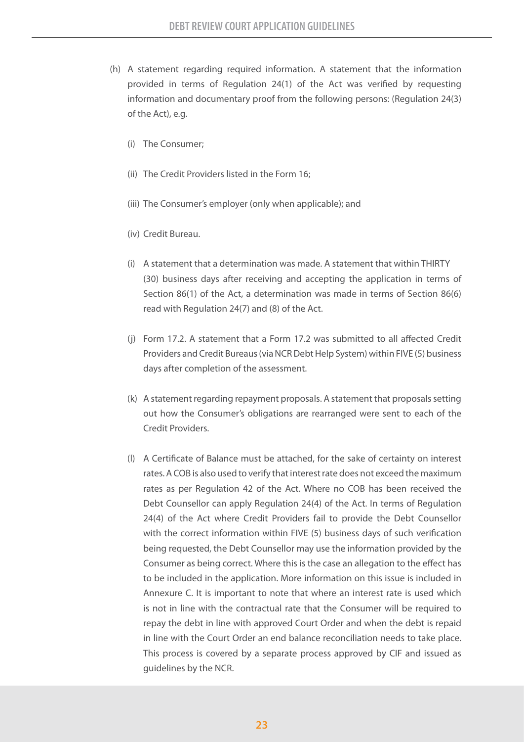(h) A statement regarding required information. A statement that the information provided in terms of Regulation 24(1) of the Act was verified by requesting information and documentary proof from the following persons: (Regulation 24(3) of the Act), e.g.

   (i) The Consumer;

   (ii) The Credit Providers listed in the Form 16;

   (iii) The Consumer's employer (only when applicable); and

   (iv) Credit Bureau.

(i) A statement that a determination was made. A statement that within THIRTY (30) business days after receiving and accepting the application in terms of Section 86(1) of the Act, a determination was made in terms of Section 86(6) read with Regulation 24(7) and (8) of the Act.

(j) Form 17.2. A statement that a Form 17.2 was submitted to all affected Credit Providers and Credit Bureaus (via NCR Debt Help System) within FIVE (5) business days after completion of the assessment.

(k) A statement regarding repayment proposals. A statement that proposals setting out how the Consumer's obligations are rearranged were sent to each of the Credit Providers.

(l) A Certificate of Balance must be attached, for the sake of certainty on interest rates. A COB is also used to verify that interest rate does not exceed the maximum rates as per Regulation 42 of the Act. Where no COB has been received the Debt Counsellor can apply Regulation 24(4) of the Act. In terms of Regulation 24(4) of the Act where Credit Providers fail to provide the Debt Counsellor with the correct information within FIVE (5) business days of such verification being requested, the Debt Counsellor may use the information provided by the Consumer as being correct. Where this is the case an allegation to the effect has to be included in the application. More information on this issue is included in Annexure C. It is important to note that where an interest rate is used which is not in line with the contractual rate that the Consumer will be required to repay the debt in line with approved Court Order and when the debt is repaid in line with the Court Order an end balance reconciliation needs to take place. This process is covered by a separate process approved by CIF and issued as guidelines by the NCR.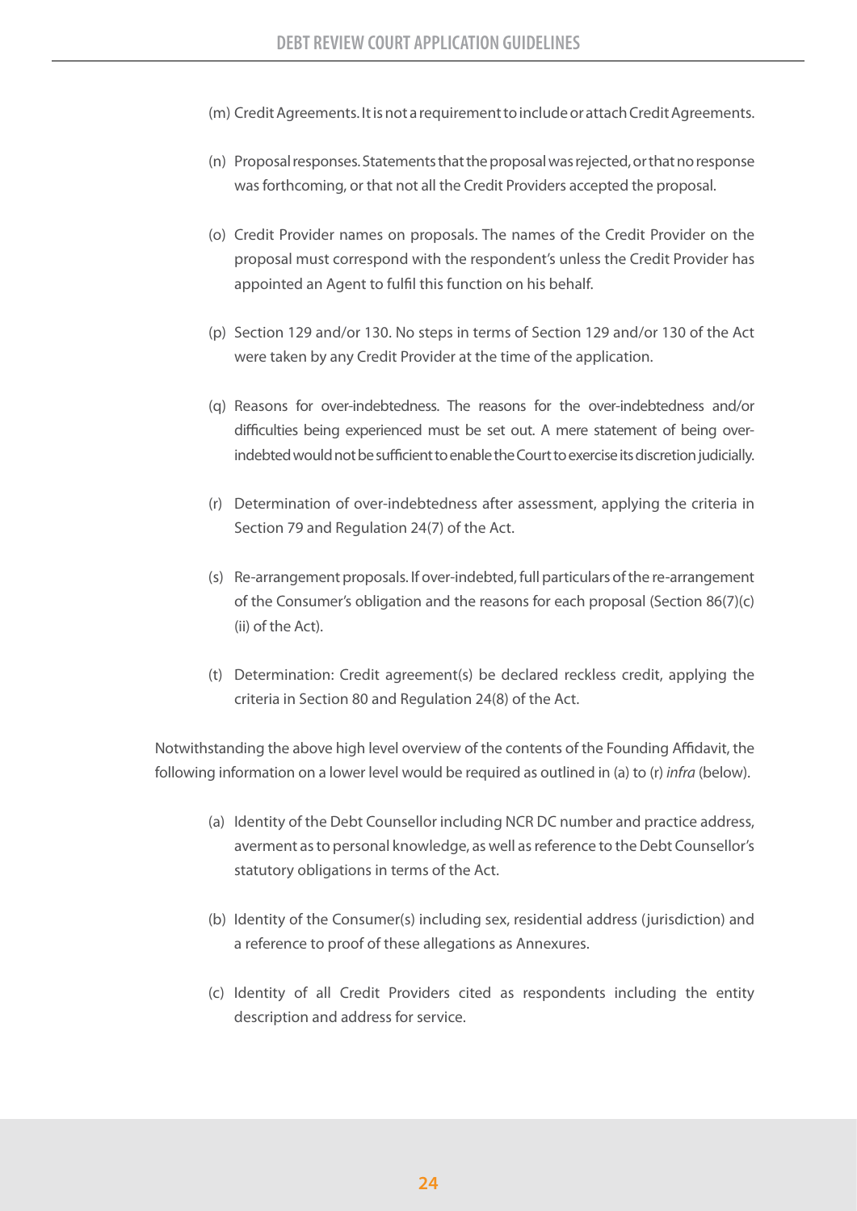(m) Credit Agreements. It is not a requirement to include or attach Credit Agreements.

(n) Proposal responses. Statements that the proposal was rejected, or that no response was forthcoming, or that not all the Credit Providers accepted the proposal.

(o) Credit Provider names on proposals. The names of the Credit Provider on the proposal must correspond with the respondent's unless the Credit Provider has appointed an Agent to fulfil this function on his behalf.

(p) Section 129 and/or 130. No steps in terms of Section 129 and/or 130 of the Act were taken by any Credit Provider at the time of the application.

(q) Reasons for over-indebtedness. The reasons for the over-indebtedness and/or difficulties being experienced must be set out. A mere statement of being over-indebted would not be sufficient to enable the Court to exercise its discretion judicially.

(r) Determination of over-indebtedness after assessment, applying the criteria in Section 79 and Regulation 24(7) of the Act.

(s) Re-arrangement proposals. If over-indebted, full particulars of the re-arrangement of the Consumer's obligation and the reasons for each proposal (Section 86(7)(c)(ii) of the Act).

(t) Determination: Credit agreement(s) be declared reckless credit, applying the criteria in Section 80 and Regulation 24(8) of the Act.

Notwithstanding the above high level overview of the contents of the Founding Affidavit, the following information on a lower level would be required as outlined in (a) to (r) *infra* (below).

(a) Identity of the Debt Counsellor including NCR DC number and practice address, averment as to personal knowledge, as well as reference to the Debt Counsellor's statutory obligations in terms of the Act.

(b) Identity of the Consumer(s) including sex, residential address (jurisdiction) and a reference to proof of these allegations as Annexures.

(c) Identity of all Credit Providers cited as respondents including the entity description and address for service.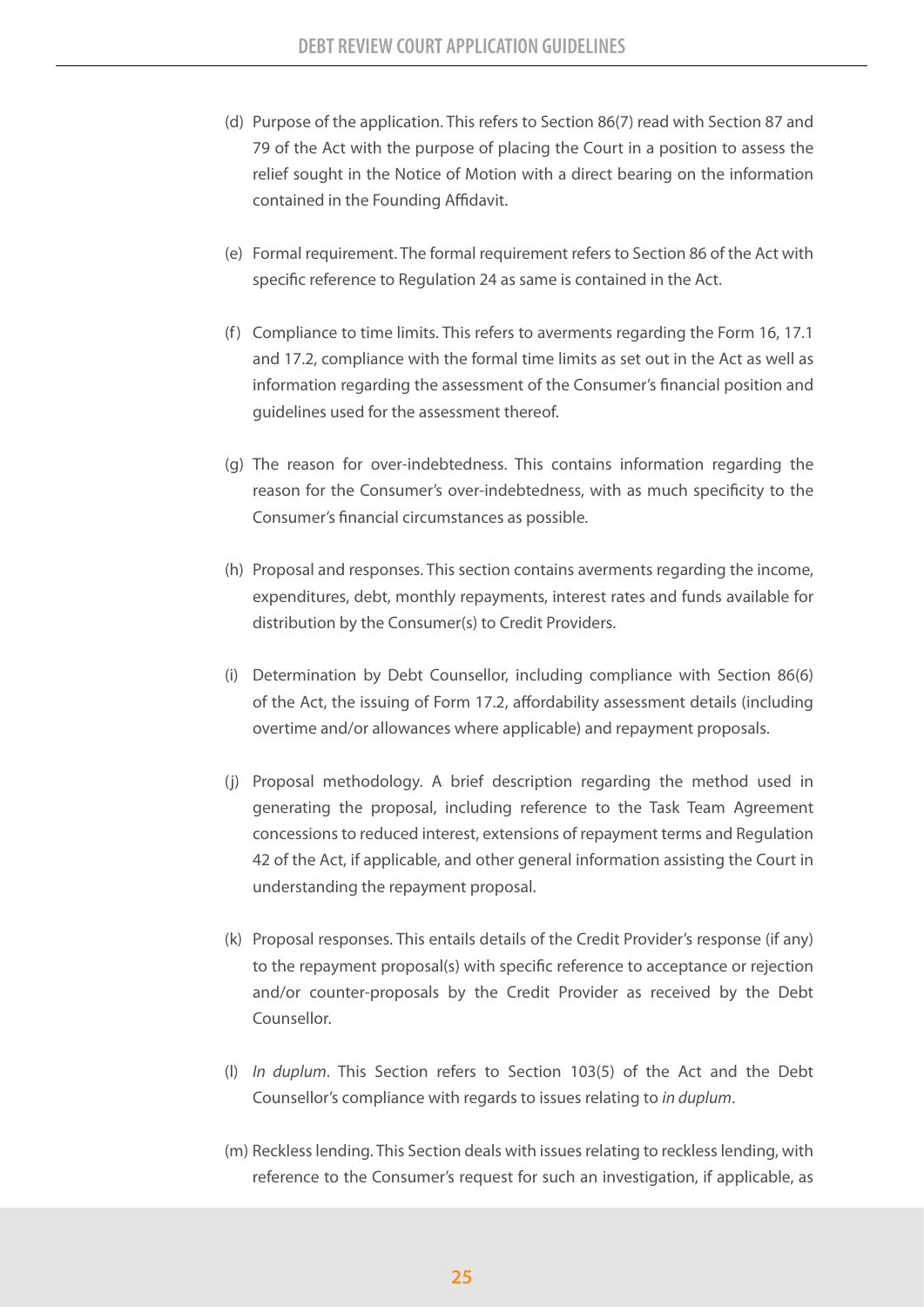(d) Purpose of the application. This refers to Section 86(7) read with Section 87 and 79 of the Act with the purpose of placing the Court in a position to assess the relief sought in the Notice of Motion with a direct bearing on the information contained in the Founding Affidavit.

(e) Formal requirement. The formal requirement refers to Section 86 of the Act with specific reference to Regulation 24 as same is contained in the Act.

(f) Compliance to time limits. This refers to averments regarding the Form 16, 17.1 and 17.2, compliance with the formal time limits as set out in the Act as well as information regarding the assessment of the Consumer's financial position and guidelines used for the assessment thereof.

(g) The reason for over-indebtedness. This contains information regarding the reason for the Consumer's over-indebtedness, with as much specificity to the Consumer's financial circumstances as possible.

(h) Proposal and responses. This section contains averments regarding the income, expenditures, debt, monthly repayments, interest rates and funds available for distribution by the Consumer(s) to Credit Providers.

(i) Determination by Debt Counsellor, including compliance with Section 86(6) of the Act, the issuing of Form 17.2, affordability assessment details (including overtime and/or allowances where applicable) and repayment proposals.

(j) Proposal methodology. A brief description regarding the method used in generating the proposal, including reference to the Task Team Agreement concessions to reduced interest, extensions of repayment terms and Regulation 42 of the Act, if applicable, and other general information assisting the Court in understanding the repayment proposal.

(k) Proposal responses. This entails details of the Credit Provider's response (if any) to the repayment proposal(s) with specific reference to acceptance or rejection and/or counter-proposals by the Credit Provider as received by the Debt Counsellor.

(l) *In duplum*. This Section refers to Section 103(5) of the Act and the Debt Counsellor's compliance with regards to issues relating to *in duplum*.

(m) Reckless lending. This Section deals with issues relating to reckless lending, with reference to the Consumer's request for such an investigation, if applicable, as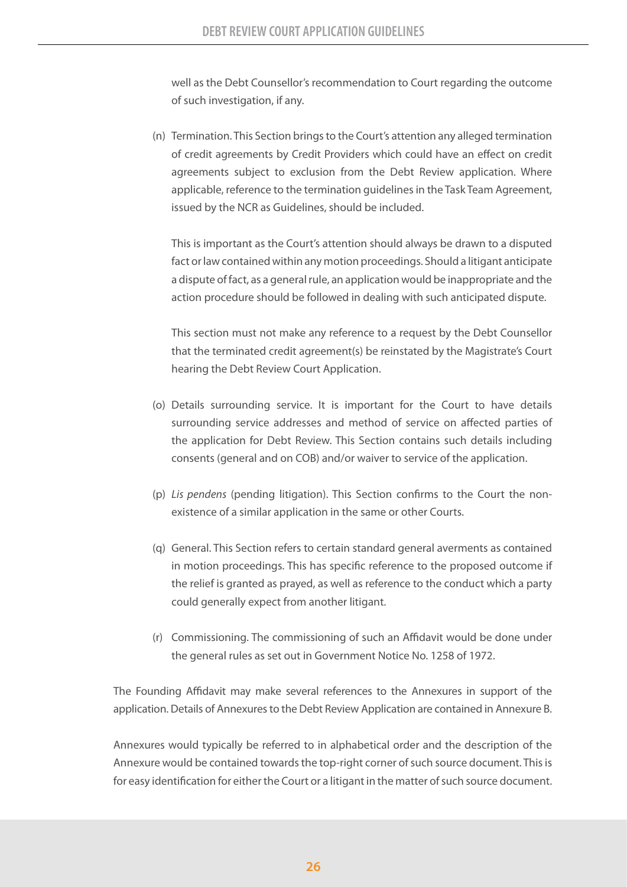well as the Debt Counsellor's recommendation to Court regarding the outcome of such investigation, if any.

(n) Termination. This Section brings to the Court's attention any alleged termination of credit agreements by Credit Providers which could have an effect on credit agreements subject to exclusion from the Debt Review application. Where applicable, reference to the termination guidelines in the Task Team Agreement, issued by the NCR as Guidelines, should be included.

    This is important as the Court's attention should always be drawn to a disputed fact or law contained within any motion proceedings. Should a litigant anticipate a dispute of fact, as a general rule, an application would be inappropriate and the action procedure should be followed in dealing with such anticipated dispute.

    This section must not make any reference to a request by the Debt Counsellor that the terminated credit agreement(s) be reinstated by the Magistrate's Court hearing the Debt Review Court Application.

(o) Details surrounding service. It is important for the Court to have details surrounding service addresses and method of service on affected parties of the application for Debt Review. This Section contains such details including consents (general and on COB) and/or waiver to service of the application.

(p) *Lis pendens* (pending litigation). This Section confirms to the Court the non-existence of a similar application in the same or other Courts.

(q) General. This Section refers to certain standard general averments as contained in motion proceedings. This has specific reference to the proposed outcome if the relief is granted as prayed, as well as reference to the conduct which a party could generally expect from another litigant.

(r) Commissioning. The commissioning of such an Affidavit would be done under the general rules as set out in Government Notice No. 1258 of 1972.

The Founding Affidavit may make several references to the Annexures in support of the application. Details of Annexures to the Debt Review Application are contained in Annexure B.

Annexures would typically be referred to in alphabetical order and the description of the Annexure would be contained towards the top-right corner of such source document. This is for easy identification for either the Court or a litigant in the matter of such source document.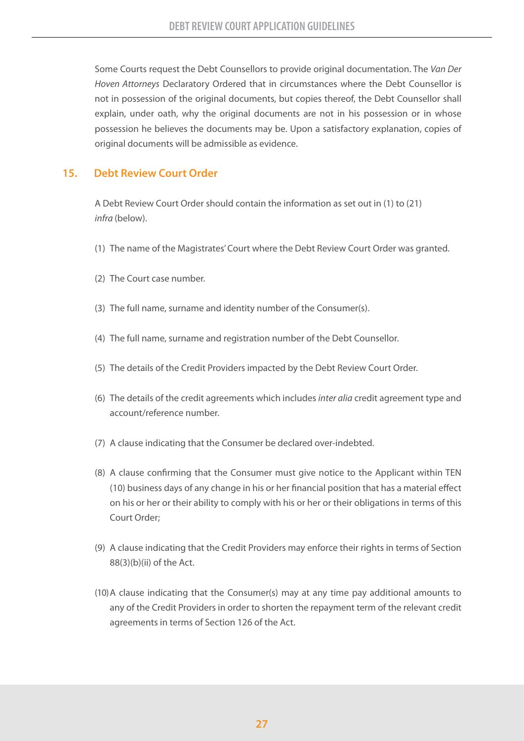Some Courts request the Debt Counsellors to provide original documentation. The *Van Der Hoven Attorneys* Declaratory Ordered that in circumstances where the Debt Counsellor is not in possession of the original documents, but copies thereof, the Debt Counsellor shall explain, under oath, why the original documents are not in his possession or in whose possession he believes the documents may be. Upon a satisfactory explanation, copies of original documents will be admissible as evidence.

## 15. Debt Review Court Order

A Debt Review Court Order should contain the information as set out in (1) to (21) *infra* (below).

(1) The name of the Magistrates' Court where the Debt Review Court Order was granted.

(2) The Court case number.

(3) The full name, surname and identity number of the Consumer(s).

(4) The full name, surname and registration number of the Debt Counsellor.

(5) The details of the Credit Providers impacted by the Debt Review Court Order.

(6) The details of the credit agreements which includes *inter alia* credit agreement type and account/reference number.

(7) A clause indicating that the Consumer be declared over-indebted.

(8) A clause confirming that the Consumer must give notice to the Applicant within TEN (10) business days of any change in his or her financial position that has a material effect on his or her or their ability to comply with his or her or their obligations in terms of this Court Order;

(9) A clause indicating that the Credit Providers may enforce their rights in terms of Section 88(3)(b)(ii) of the Act.

(10) A clause indicating that the Consumer(s) may at any time pay additional amounts to any of the Credit Providers in order to shorten the repayment term of the relevant credit agreements in terms of Section 126 of the Act.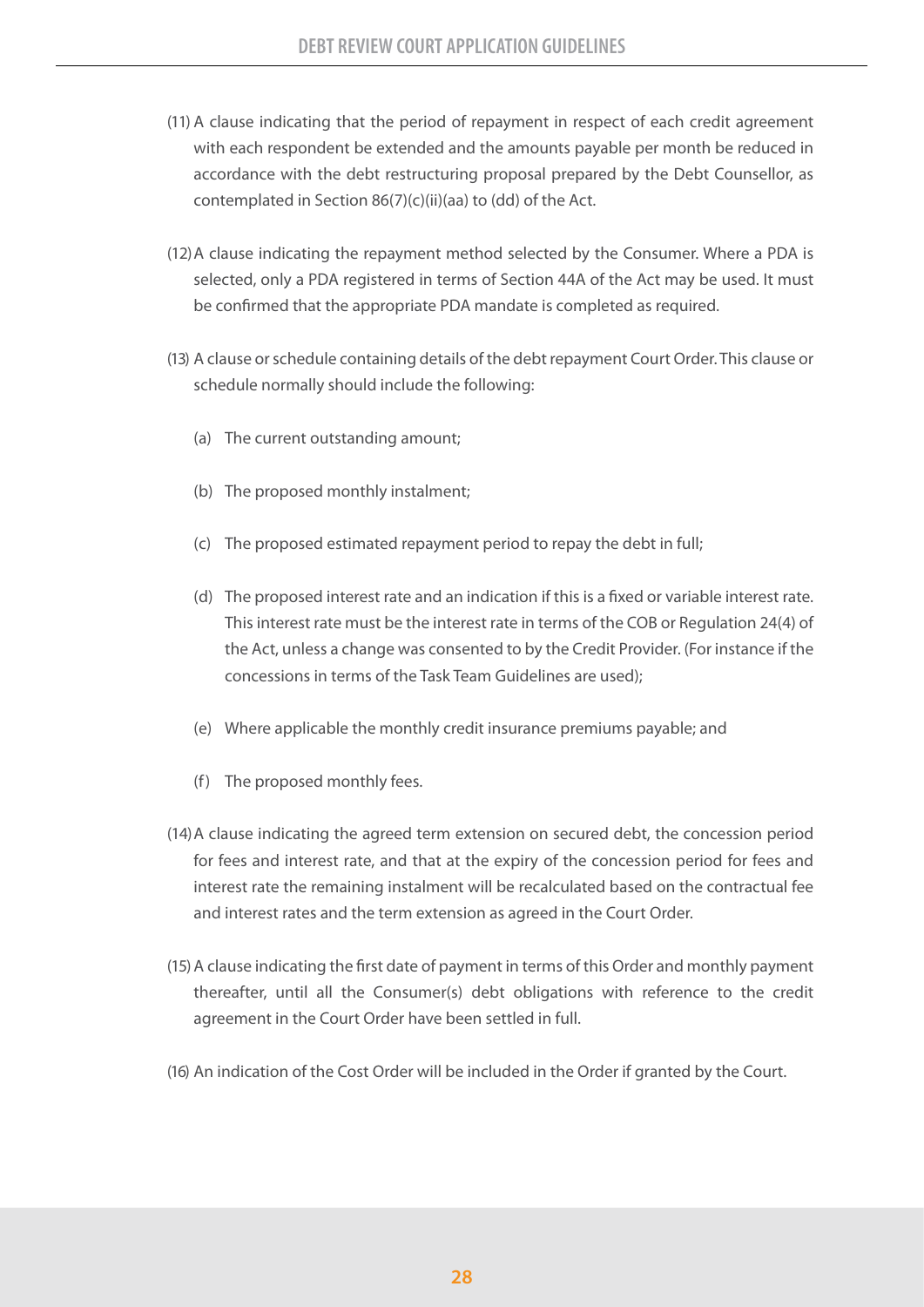(11) A clause indicating that the period of repayment in respect of each credit agreement with each respondent be extended and the amounts payable per month be reduced in accordance with the debt restructuring proposal prepared by the Debt Counsellor, as contemplated in Section 86(7)(c)(ii)(aa) to (dd) of the Act.

(12) A clause indicating the repayment method selected by the Consumer. Where a PDA is selected, only a PDA registered in terms of Section 44A of the Act may be used. It must be confirmed that the appropriate PDA mandate is completed as required.

(13) A clause or schedule containing details of the debt repayment Court Order. This clause or schedule normally should include the following:

(a) The current outstanding amount;

(b) The proposed monthly instalment;

(c) The proposed estimated repayment period to repay the debt in full;

(d) The proposed interest rate and an indication if this is a fixed or variable interest rate. This interest rate must be the interest rate in terms of the COB or Regulation 24(4) of the Act, unless a change was consented to by the Credit Provider. (For instance if the concessions in terms of the Task Team Guidelines are used);

(e) Where applicable the monthly credit insurance premiums payable; and

(f) The proposed monthly fees.

(14) A clause indicating the agreed term extension on secured debt, the concession period for fees and interest rate, and that at the expiry of the concession period for fees and interest rate the remaining instalment will be recalculated based on the contractual fee and interest rates and the term extension as agreed in the Court Order.

(15) A clause indicating the first date of payment in terms of this Order and monthly payment thereafter, until all the Consumer(s) debt obligations with reference to the credit agreement in the Court Order have been settled in full.

(16) An indication of the Cost Order will be included in the Order if granted by the Court.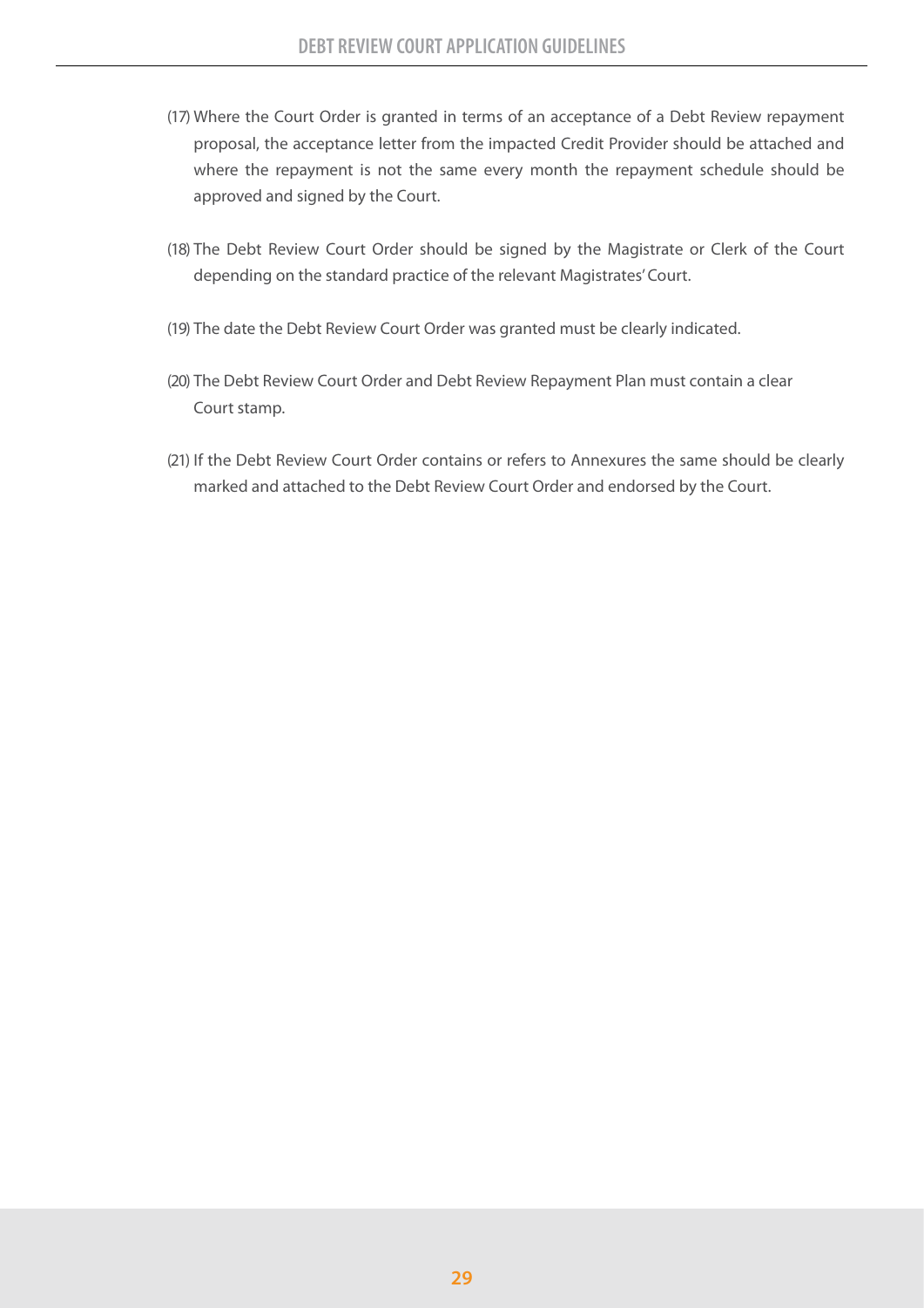(17) Where the Court Order is granted in terms of an acceptance of a Debt Review repayment proposal, the acceptance letter from the impacted Credit Provider should be attached and where the repayment is not the same every month the repayment schedule should be approved and signed by the Court.

(18) The Debt Review Court Order should be signed by the Magistrate or Clerk of the Court depending on the standard practice of the relevant Magistrates' Court.

(19) The date the Debt Review Court Order was granted must be clearly indicated.

(20) The Debt Review Court Order and Debt Review Repayment Plan must contain a clear Court stamp.

(21) If the Debt Review Court Order contains or refers to Annexures the same should be clearly marked and attached to the Debt Review Court Order and endorsed by the Court.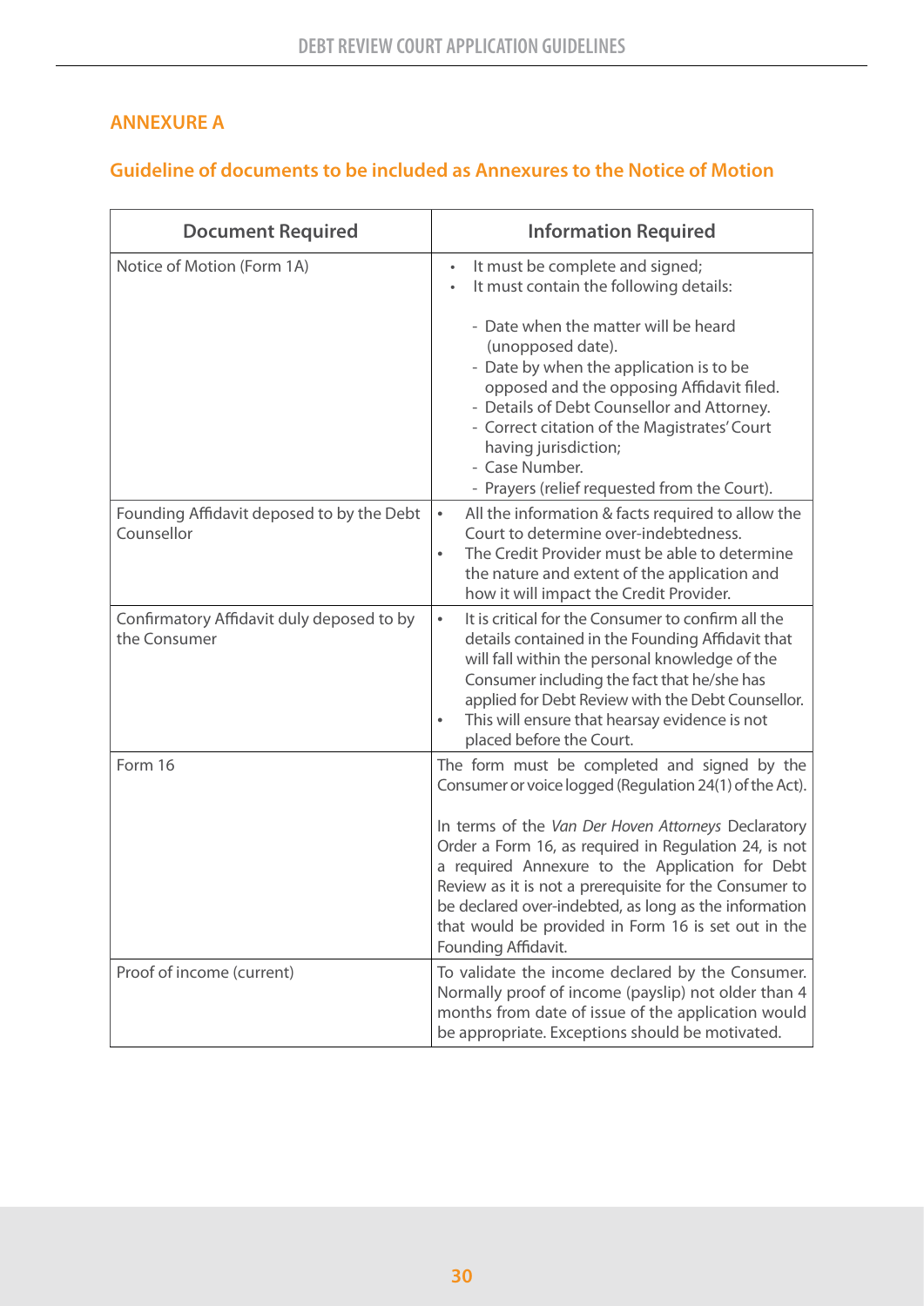## ANNEXURE A

### Guideline of documents to be included as Annexures to the Notice of Motion

| Document Required | Information Required |
|---|---|
| Notice of Motion (Form 1A) | • It must be complete and signed;<br>• It must contain the following details:<br><br>- Date when the matter will be heard (unopposed date).<br>- Date by when the application is to be opposed and the opposing Affidavit filed.<br>- Details of Debt Counsellor and Attorney.<br>- Correct citation of the Magistrates' Court having jurisdiction;<br>- Case Number.<br>- Prayers (relief requested from the Court). |
| Founding Affidavit deposed to by the Debt Counsellor | • All the information & facts required to allow the Court to determine over-indebtedness.<br>• The Credit Provider must be able to determine the nature and extent of the application and how it will impact the Credit Provider. |
| Confirmatory Affidavit duly deposed to by the Consumer | • It is critical for the Consumer to confirm all the details contained in the Founding Affidavit that will fall within the personal knowledge of the Consumer including the fact that he/she has applied for Debt Review with the Debt Counsellor.<br>• This will ensure that hearsay evidence is not placed before the Court. |
| Form 16 | The form must be completed and signed by the Consumer or voice logged (Regulation 24(1) of the Act).<br><br>In terms of the *Van Der Hoven Attorneys* Declaratory Order a Form 16, as required in Regulation 24, is not a required Annexure to the Application for Debt Review as it is not a prerequisite for the Consumer to be declared over-indebted, as long as the information that would be provided in Form 16 is set out in the Founding Affidavit. |
| Proof of income (current) | To validate the income declared by the Consumer. Normally proof of income (payslip) not older than 4 months from date of issue of the application would be appropriate. Exceptions should be motivated. |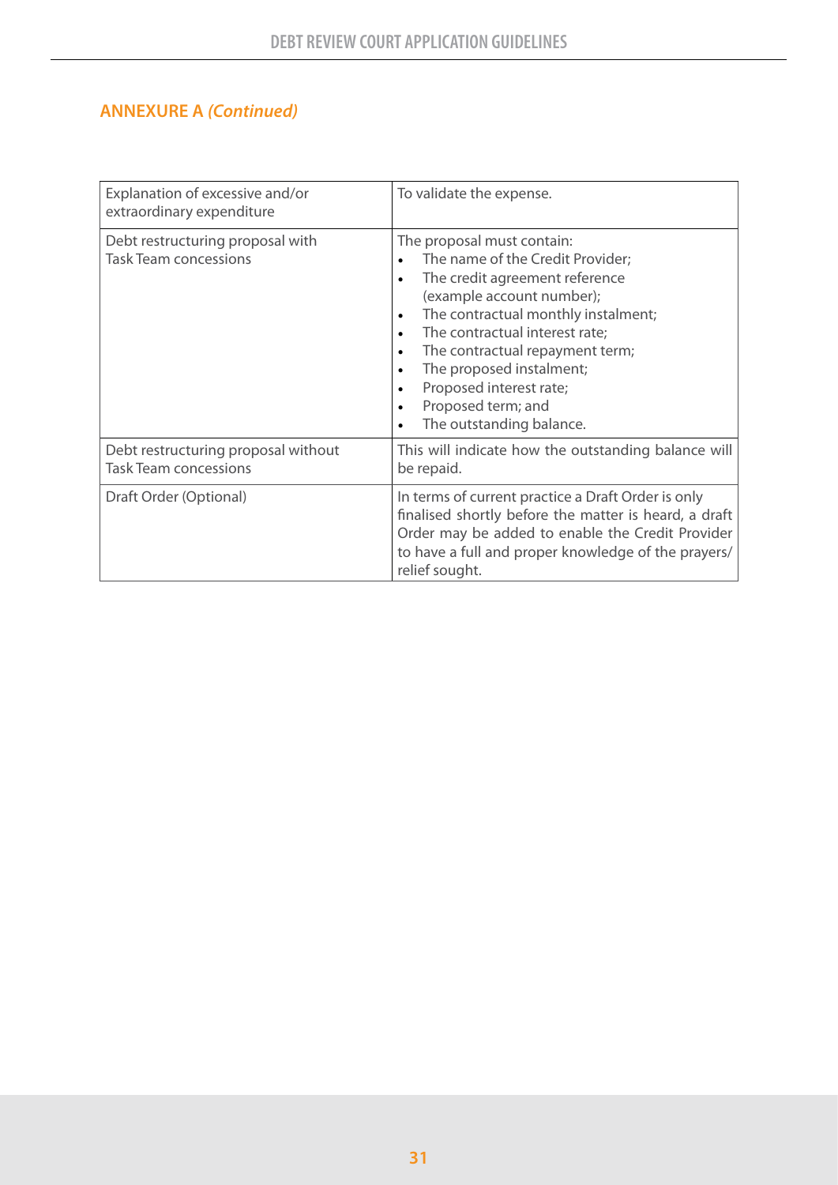## ANNEXURE A *(Continued)*

| | |
|---|---|
| Explanation of excessive and/or extraordinary expenditure | To validate the expense. |
| Debt restructuring proposal with Task Team concessions | The proposal must contain:<br>• The name of the Credit Provider;<br>• The credit agreement reference (example account number);<br>• The contractual monthly instalment;<br>• The contractual interest rate;<br>• The contractual repayment term;<br>• The proposed instalment;<br>• Proposed interest rate;<br>• Proposed term; and<br>• The outstanding balance. |
| Debt restructuring proposal without Task Team concessions | This will indicate how the outstanding balance will be repaid. |
| Draft Order (Optional) | In terms of current practice a Draft Order is only finalised shortly before the matter is heard, a draft Order may be added to enable the Credit Provider to have a full and proper knowledge of the prayers/ relief sought. |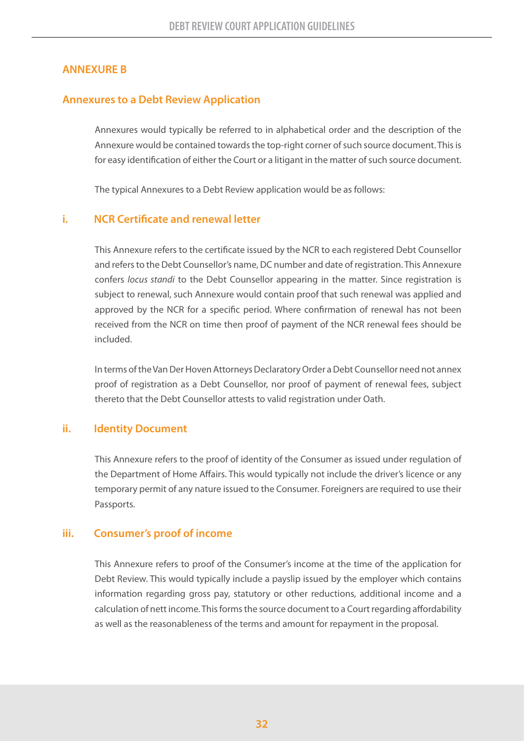## ANNEXURE B

### Annexures to a Debt Review Application

Annexures would typically be referred to in alphabetical order and the description of the Annexure would be contained towards the top-right corner of such source document. This is for easy identification of either the Court or a litigant in the matter of such source document.

The typical Annexures to a Debt Review application would be as follows:

### i. NCR Certificate and renewal letter

This Annexure refers to the certificate issued by the NCR to each registered Debt Counsellor and refers to the Debt Counsellor's name, DC number and date of registration. This Annexure confers *locus standi* to the Debt Counsellor appearing in the matter. Since registration is subject to renewal, such Annexure would contain proof that such renewal was applied and approved by the NCR for a specific period. Where confirmation of renewal has not been received from the NCR on time then proof of payment of the NCR renewal fees should be included.

In terms of the Van Der Hoven Attorneys Declaratory Order a Debt Counsellor need not annex proof of registration as a Debt Counsellor, nor proof of payment of renewal fees, subject thereto that the Debt Counsellor attests to valid registration under Oath.

### ii. Identity Document

This Annexure refers to the proof of identity of the Consumer as issued under regulation of the Department of Home Affairs. This would typically not include the driver's licence or any temporary permit of any nature issued to the Consumer. Foreigners are required to use their Passports.

### iii. Consumer's proof of income

This Annexure refers to proof of the Consumer's income at the time of the application for Debt Review. This would typically include a payslip issued by the employer which contains information regarding gross pay, statutory or other reductions, additional income and a calculation of nett income. This forms the source document to a Court regarding affordability as well as the reasonableness of the terms and amount for repayment in the proposal.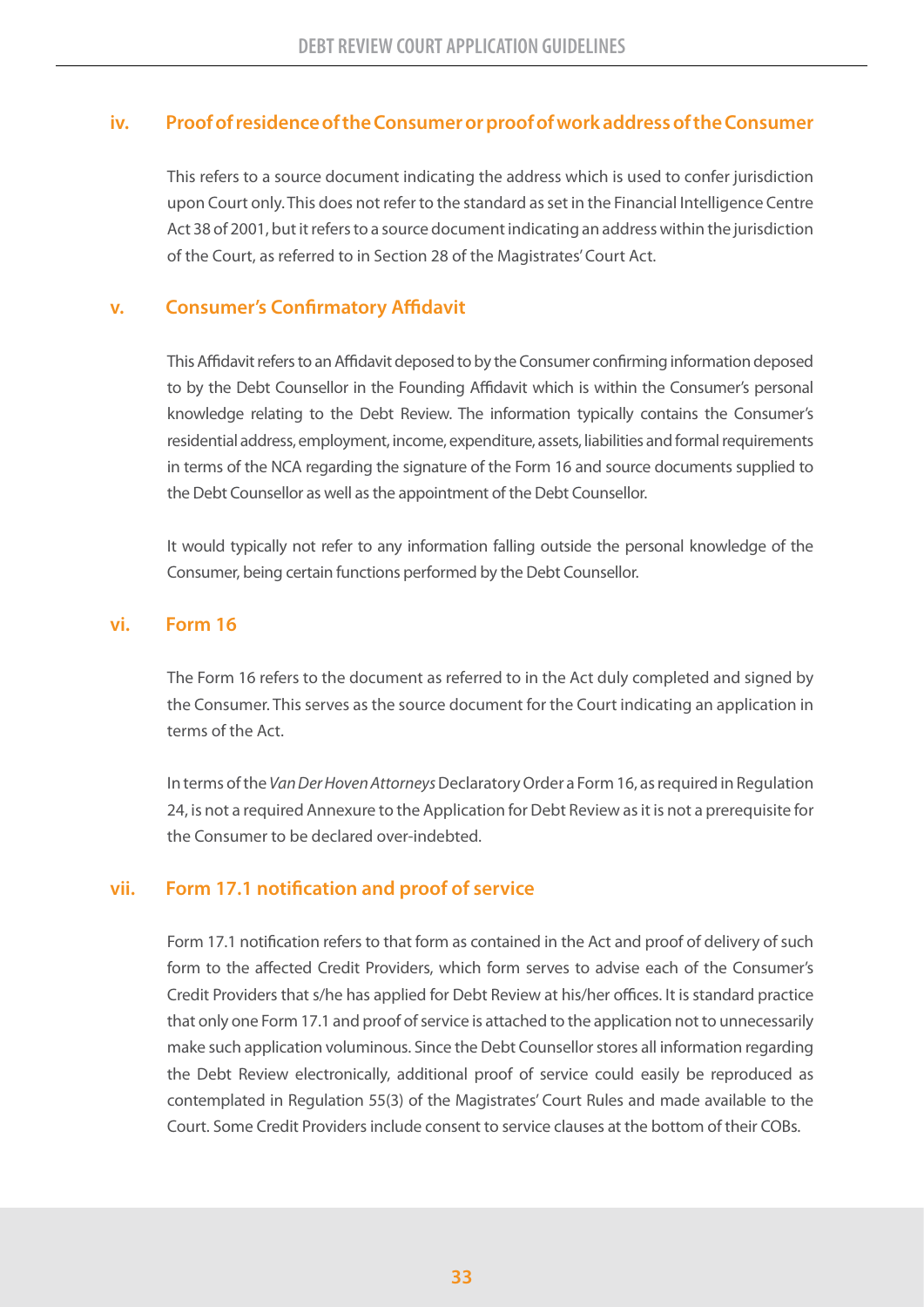### iv. Proof of residence of the Consumer or proof of work address of the Consumer

This refers to a source document indicating the address which is used to confer jurisdiction upon Court only. This does not refer to the standard as set in the Financial Intelligence Centre Act 38 of 2001, but it refers to a source document indicating an address within the jurisdiction of the Court, as referred to in Section 28 of the Magistrates' Court Act.

### v. Consumer's Confirmatory Affidavit

This Affidavit refers to an Affidavit deposed to by the Consumer confirming information deposed to by the Debt Counsellor in the Founding Affidavit which is within the Consumer's personal knowledge relating to the Debt Review. The information typically contains the Consumer's residential address, employment, income, expenditure, assets, liabilities and formal requirements in terms of the NCA regarding the signature of the Form 16 and source documents supplied to the Debt Counsellor as well as the appointment of the Debt Counsellor.

It would typically not refer to any information falling outside the personal knowledge of the Consumer, being certain functions performed by the Debt Counsellor.

### vi. Form 16

The Form 16 refers to the document as referred to in the Act duly completed and signed by the Consumer. This serves as the source document for the Court indicating an application in terms of the Act.

In terms of the *Van Der Hoven Attorneys* Declaratory Order a Form 16, as required in Regulation 24, is not a required Annexure to the Application for Debt Review as it is not a prerequisite for the Consumer to be declared over-indebted.

### vii. Form 17.1 notification and proof of service

Form 17.1 notification refers to that form as contained in the Act and proof of delivery of such form to the affected Credit Providers, which form serves to advise each of the Consumer's Credit Providers that s/he has applied for Debt Review at his/her offices. It is standard practice that only one Form 17.1 and proof of service is attached to the application not to unnecessarily make such application voluminous. Since the Debt Counsellor stores all information regarding the Debt Review electronically, additional proof of service could easily be reproduced as contemplated in Regulation 55(3) of the Magistrates' Court Rules and made available to the Court. Some Credit Providers include consent to service clauses at the bottom of their COBs.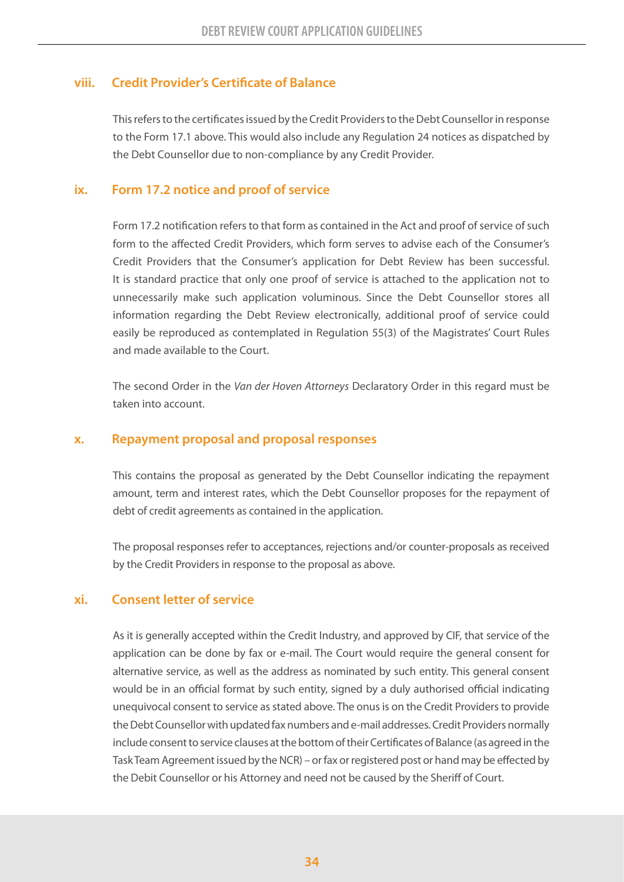### viii. Credit Provider's Certificate of Balance

This refers to the certificates issued by the Credit Providers to the Debt Counsellor in response to the Form 17.1 above. This would also include any Regulation 24 notices as dispatched by the Debt Counsellor due to non-compliance by any Credit Provider.

### ix. Form 17.2 notice and proof of service

Form 17.2 notification refers to that form as contained in the Act and proof of service of such form to the affected Credit Providers, which form serves to advise each of the Consumer's Credit Providers that the Consumer's application for Debt Review has been successful. It is standard practice that only one proof of service is attached to the application not to unnecessarily make such application voluminous. Since the Debt Counsellor stores all information regarding the Debt Review electronically, additional proof of service could easily be reproduced as contemplated in Regulation 55(3) of the Magistrates' Court Rules and made available to the Court.

The second Order in the *Van der Hoven Attorneys* Declaratory Order in this regard must be taken into account.

### x. Repayment proposal and proposal responses

This contains the proposal as generated by the Debt Counsellor indicating the repayment amount, term and interest rates, which the Debt Counsellor proposes for the repayment of debt of credit agreements as contained in the application.

The proposal responses refer to acceptances, rejections and/or counter-proposals as received by the Credit Providers in response to the proposal as above.

### xi. Consent letter of service

As it is generally accepted within the Credit Industry, and approved by CIF, that service of the application can be done by fax or e-mail. The Court would require the general consent for alternative service, as well as the address as nominated by such entity. This general consent would be in an official format by such entity, signed by a duly authorised official indicating unequivocal consent to service as stated above. The onus is on the Credit Providers to provide the Debt Counsellor with updated fax numbers and e-mail addresses. Credit Providers normally include consent to service clauses at the bottom of their Certificates of Balance (as agreed in the Task Team Agreement issued by the NCR) – or fax or registered post or hand may be effected by the Debit Counsellor or his Attorney and need not be caused by the Sheriff of Court.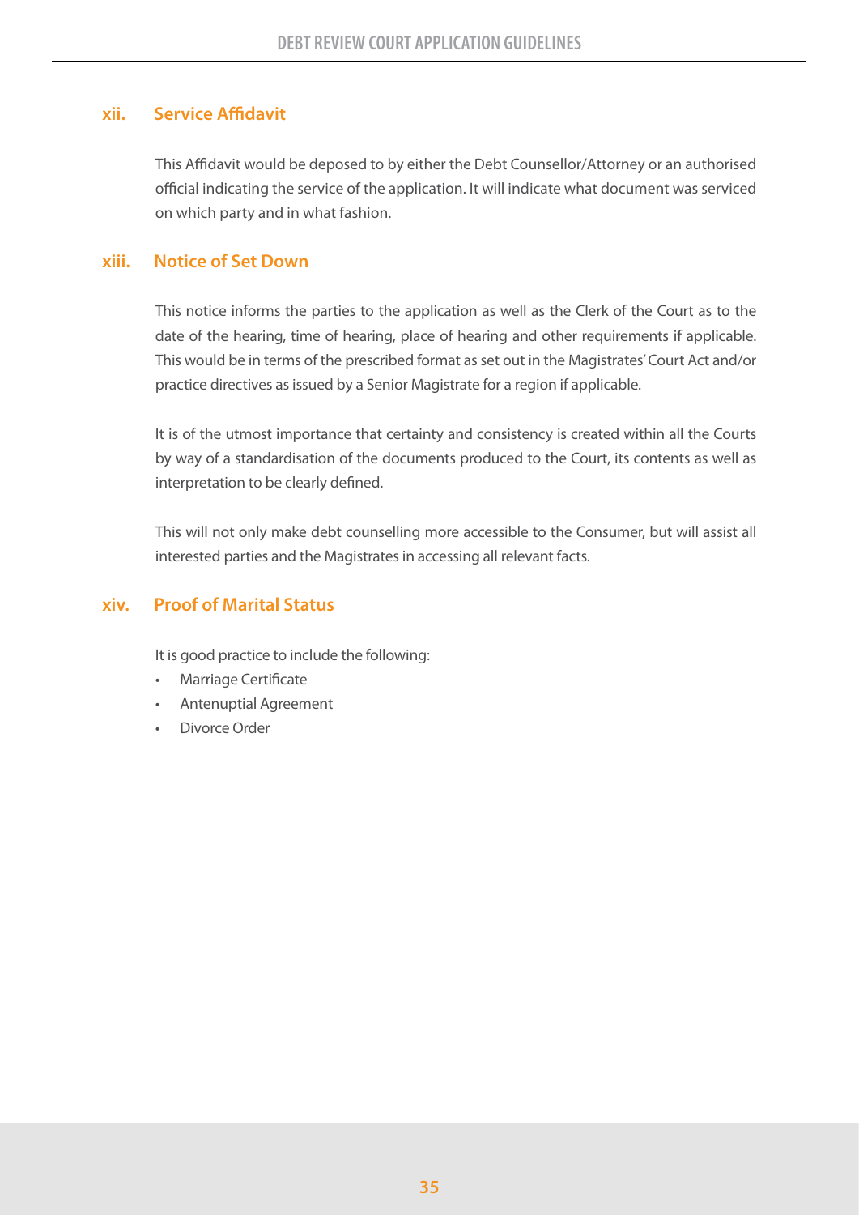### xii. Service Affidavit

This Affidavit would be deposed to by either the Debt Counsellor/Attorney or an authorised official indicating the service of the application. It will indicate what document was serviced on which party and in what fashion.

### xiii. Notice of Set Down

This notice informs the parties to the application as well as the Clerk of the Court as to the date of the hearing, time of hearing, place of hearing and other requirements if applicable. This would be in terms of the prescribed format as set out in the Magistrates' Court Act and/or practice directives as issued by a Senior Magistrate for a region if applicable.

It is of the utmost importance that certainty and consistency is created within all the Courts by way of a standardisation of the documents produced to the Court, its contents as well as interpretation to be clearly defined.

This will not only make debt counselling more accessible to the Consumer, but will assist all interested parties and the Magistrates in accessing all relevant facts.

### xiv. Proof of Marital Status

It is good practice to include the following:

- Marriage Certificate
- Antenuptial Agreement
- Divorce Order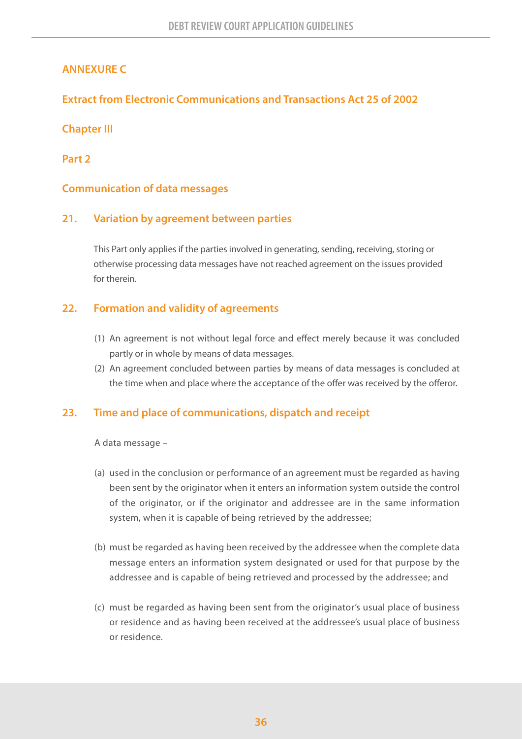## ANNEXURE C

## Extract from Electronic Communications and Transactions Act 25 of 2002

### Chapter III

### Part 2

### Communication of data messages

#### 21. Variation by agreement between parties

This Part only applies if the parties involved in generating, sending, receiving, storing or otherwise processing data messages have not reached agreement on the issues provided for therein.

#### 22. Formation and validity of agreements

(1) An agreement is not without legal force and effect merely because it was concluded partly or in whole by means of data messages.

(2) An agreement concluded between parties by means of data messages is concluded at the time when and place where the acceptance of the offer was received by the offeror.

#### 23. Time and place of communications, dispatch and receipt

A data message –

(a) used in the conclusion or performance of an agreement must be regarded as having been sent by the originator when it enters an information system outside the control of the originator, or if the originator and addressee are in the same information system, when it is capable of being retrieved by the addressee;

(b) must be regarded as having been received by the addressee when the complete data message enters an information system designated or used for that purpose by the addressee and is capable of being retrieved and processed by the addressee; and

(c) must be regarded as having been sent from the originator's usual place of business or residence and as having been received at the addressee's usual place of business or residence.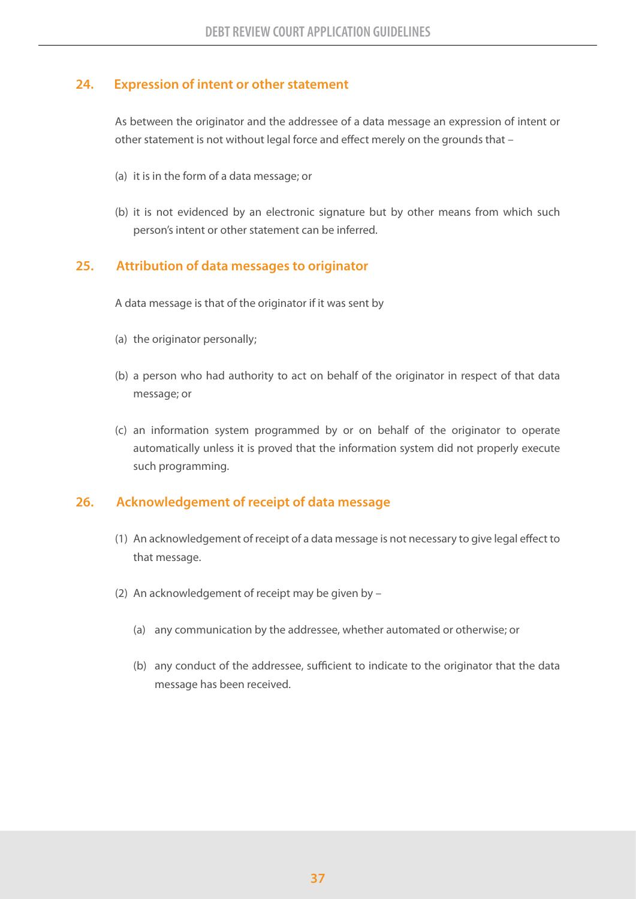## 24. Expression of intent or other statement

As between the originator and the addressee of a data message an expression of intent or other statement is not without legal force and effect merely on the grounds that –

(a) it is in the form of a data message; or

(b) it is not evidenced by an electronic signature but by other means from which such person's intent or other statement can be inferred.

## 25. Attribution of data messages to originator

A data message is that of the originator if it was sent by

(a) the originator personally;

(b) a person who had authority to act on behalf of the originator in respect of that data message; or

(c) an information system programmed by or on behalf of the originator to operate automatically unless it is proved that the information system did not properly execute such programming.

## 26. Acknowledgement of receipt of data message

(1) An acknowledgement of receipt of a data message is not necessary to give legal effect to that message.

(2) An acknowledgement of receipt may be given by –

   (a) any communication by the addressee, whether automated or otherwise; or

   (b) any conduct of the addressee, sufficient to indicate to the originator that the data message has been received.